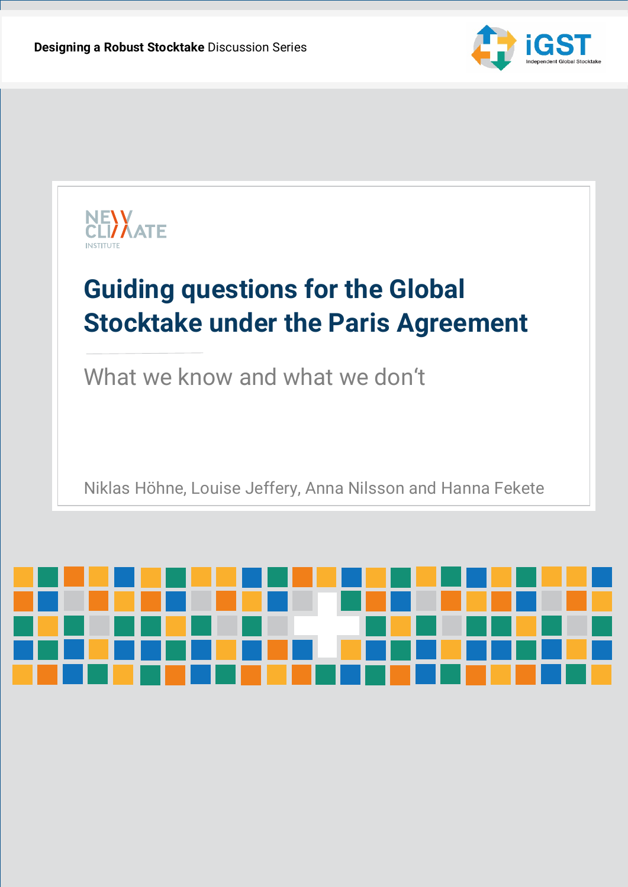**Designing a Robust Stocktake** Discussion Series

iGST
Independent Global Stocktake

NEW CLIMATE INSTITUTE

# Guiding questions for the Global Stocktake under the Paris Agreement

## What we know and what we don‘t

Niklas Höhne, Louise Jeffery, Anna Nilsson and Hanna Fekete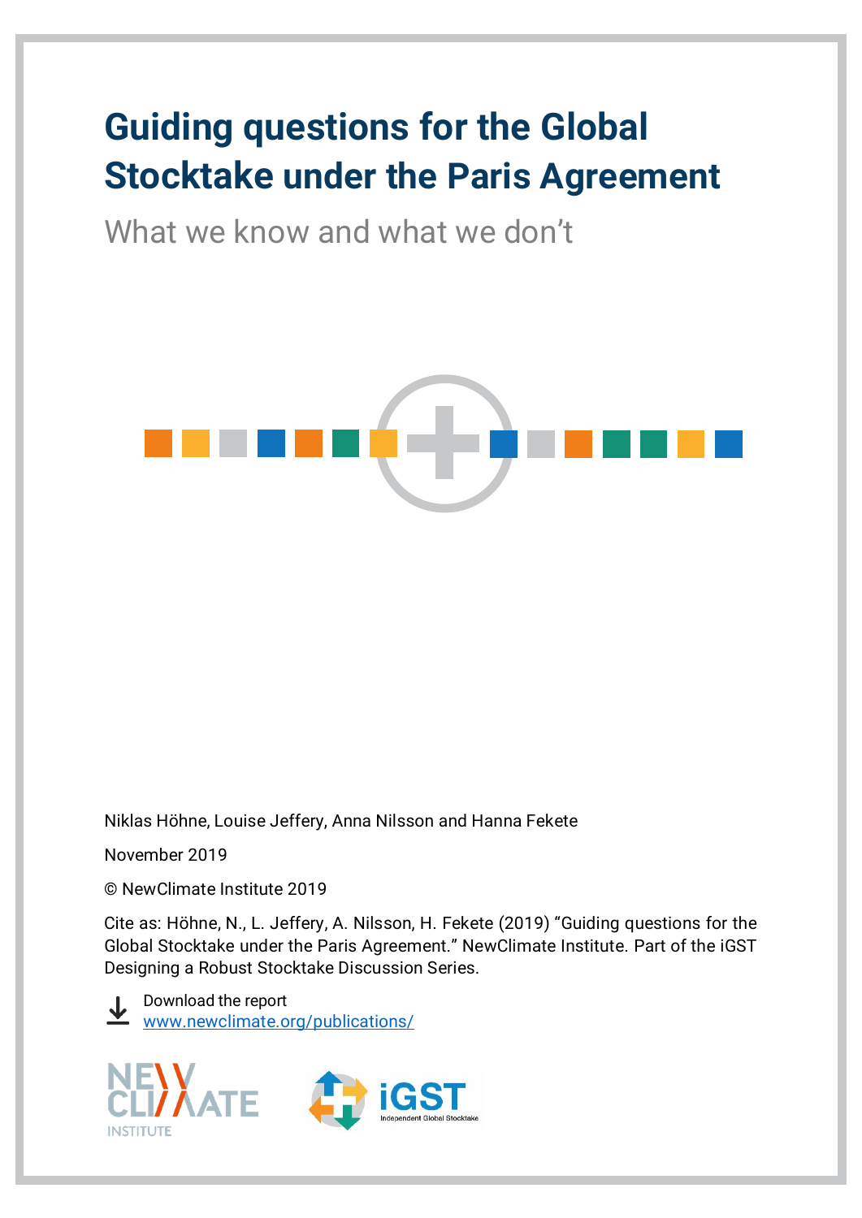# Guiding questions for the Global Stocktake under the Paris Agreement

## What we know and what we don't

Niklas Höhne, Louise Jeffery, Anna Nilsson and Hanna Fekete

November 2019

© NewClimate Institute 2019

Cite as: Höhne, N., L. Jeffery, A. Nilsson, H. Fekete (2019) "Guiding questions for the Global Stocktake under the Paris Agreement." NewClimate Institute. Part of the iGST Designing a Robust Stocktake Discussion Series.

Download the report
www.newclimate.org/publications/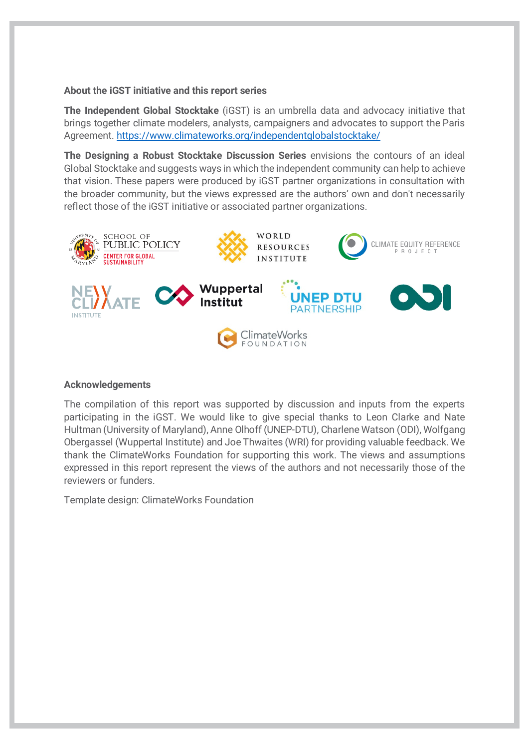### About the iGST initiative and this report series

**The Independent Global Stocktake** (iGST) is an umbrella data and advocacy initiative that brings together climate modelers, analysts, campaigners and advocates to support the Paris Agreement. https://www.climateworks.org/independentglobalstocktake/

**The Designing a Robust Stocktake Discussion Series** envisions the contours of an ideal Global Stocktake and suggests ways in which the independent community can help to achieve that vision. These papers were produced by iGST partner organizations in consultation with the broader community, but the views expressed are the authors' own and don't necessarily reflect those of the iGST initiative or associated partner organizations.

### Acknowledgements

The compilation of this report was supported by discussion and inputs from the experts participating in the iGST. We would like to give special thanks to Leon Clarke and Nate Hultman (University of Maryland), Anne Olhoff (UNEP-DTU), Charlene Watson (ODI), Wolfgang Obergassel (Wuppertal Institute) and Joe Thwaites (WRI) for providing valuable feedback. We thank the ClimateWorks Foundation for supporting this work. The views and assumptions expressed in this report represent the views of the authors and not necessarily those of the reviewers or funders.

Template design: ClimateWorks Foundation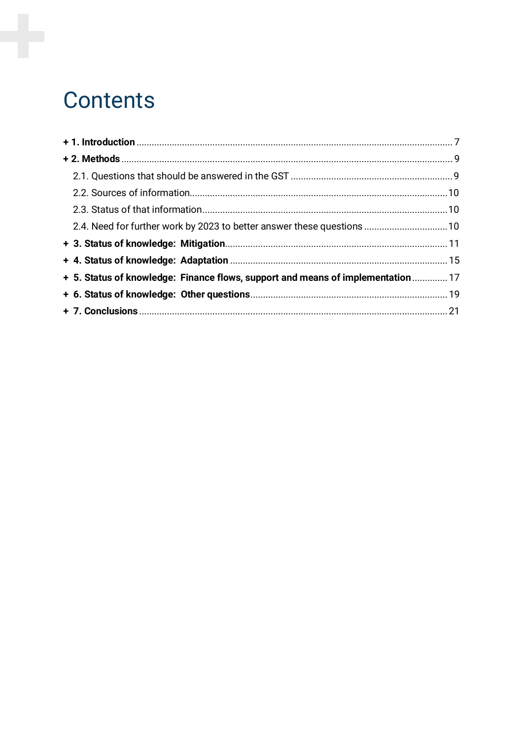# Contents

**+ 1. Introduction** ........................................................................................................................ 7

**+ 2. Methods** ................................................................................................................................ 9

2.1. Questions that should be answered in the GST ............................................................. 9

2.2. Sources of information.................................................................................................... 10

2.3. Status of that information................................................................................................ 10

2.4. Need for further work by 2023 to better answer these questions ................................ 10

**+ 3. Status of knowledge: Mitigation**..................................................................................... 11

**+ 4. Status of knowledge: Adaptation** ................................................................................... 15

**+ 5. Status of knowledge: Finance flows, support and means of implementation** ............. 17

**+ 6. Status of knowledge: Other questions**........................................................................... 19

**+ 7. Conclusions** ...................................................................................................................... 21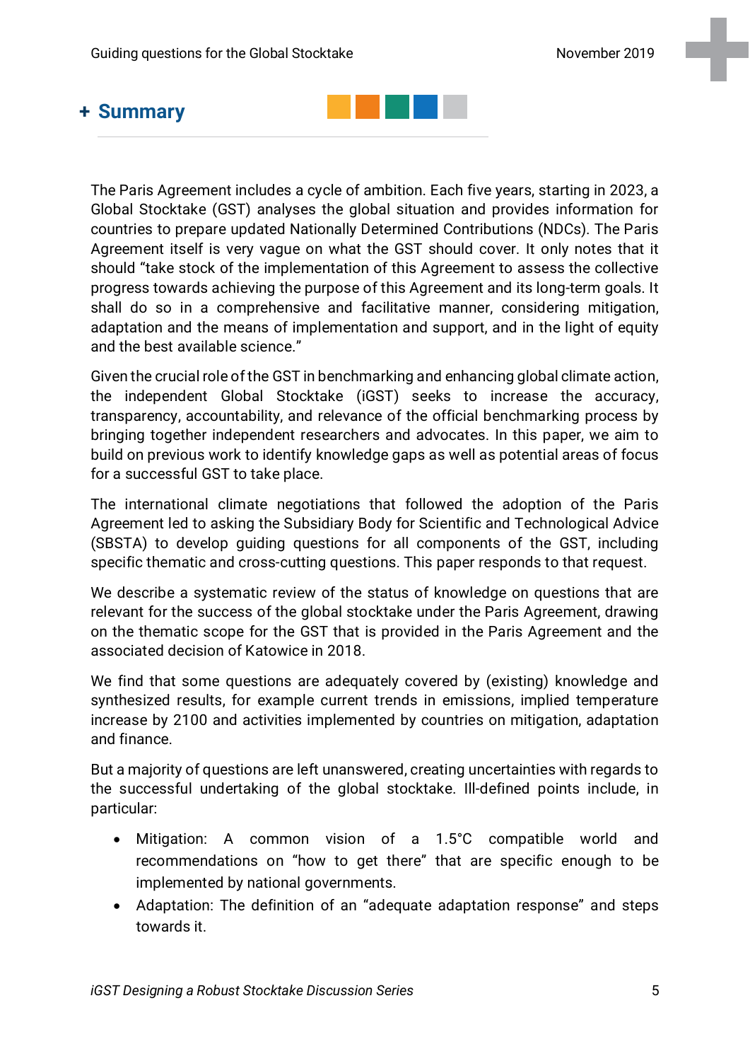# + Summary

The Paris Agreement includes a cycle of ambition. Each five years, starting in 2023, a Global Stocktake (GST) analyses the global situation and provides information for countries to prepare updated Nationally Determined Contributions (NDCs). The Paris Agreement itself is very vague on what the GST should cover. It only notes that it should "take stock of the implementation of this Agreement to assess the collective progress towards achieving the purpose of this Agreement and its long-term goals. It shall do so in a comprehensive and facilitative manner, considering mitigation, adaptation and the means of implementation and support, and in the light of equity and the best available science."

Given the crucial role of the GST in benchmarking and enhancing global climate action, the independent Global Stocktake (iGST) seeks to increase the accuracy, transparency, accountability, and relevance of the official benchmarking process by bringing together independent researchers and advocates. In this paper, we aim to build on previous work to identify knowledge gaps as well as potential areas of focus for a successful GST to take place.

The international climate negotiations that followed the adoption of the Paris Agreement led to asking the Subsidiary Body for Scientific and Technological Advice (SBSTA) to develop guiding questions for all components of the GST, including specific thematic and cross-cutting questions. This paper responds to that request.

We describe a systematic review of the status of knowledge on questions that are relevant for the success of the global stocktake under the Paris Agreement, drawing on the thematic scope for the GST that is provided in the Paris Agreement and the associated decision of Katowice in 2018.

We find that some questions are adequately covered by (existing) knowledge and synthesized results, for example current trends in emissions, implied temperature increase by 2100 and activities implemented by countries on mitigation, adaptation and finance.

But a majority of questions are left unanswered, creating uncertainties with regards to the successful undertaking of the global stocktake. Ill-defined points include, in particular:

- Mitigation: A common vision of a 1.5°C compatible world and recommendations on "how to get there" that are specific enough to be implemented by national governments.
- Adaptation: The definition of an "adequate adaptation response" and steps towards it.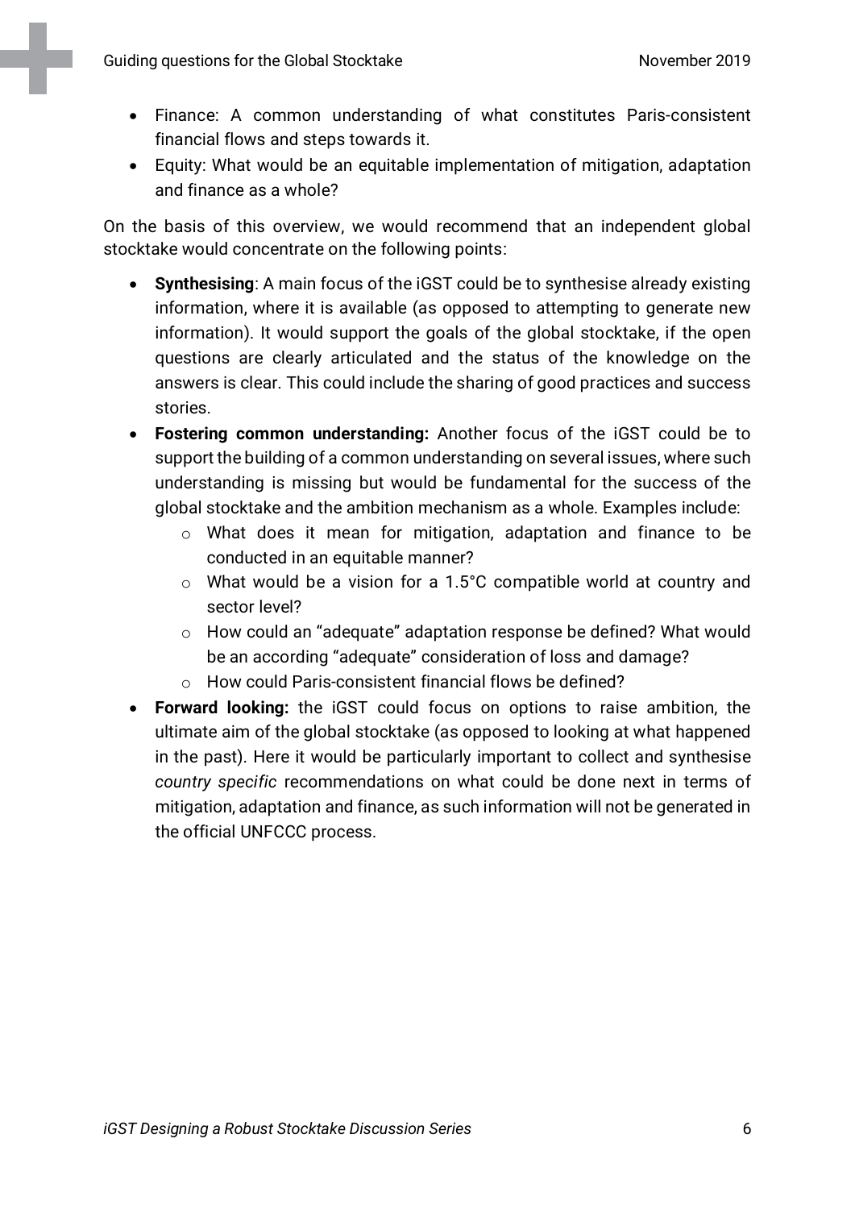- Finance: A common understanding of what constitutes Paris-consistent financial flows and steps towards it.
- Equity: What would be an equitable implementation of mitigation, adaptation and finance as a whole?

On the basis of this overview, we would recommend that an independent global stocktake would concentrate on the following points:

- **Synthesising**: A main focus of the iGST could be to synthesise already existing information, where it is available (as opposed to attempting to generate new information). It would support the goals of the global stocktake, if the open questions are clearly articulated and the status of the knowledge on the answers is clear. This could include the sharing of good practices and success stories.
- **Fostering common understanding:** Another focus of the iGST could be to support the building of a common understanding on several issues, where such understanding is missing but would be fundamental for the success of the global stocktake and the ambition mechanism as a whole. Examples include:
    - What does it mean for mitigation, adaptation and finance to be conducted in an equitable manner?
    - What would be a vision for a 1.5°C compatible world at country and sector level?
    - How could an "adequate" adaptation response be defined? What would be an according "adequate" consideration of loss and damage?
    - How could Paris-consistent financial flows be defined?
- **Forward looking:** the iGST could focus on options to raise ambition, the ultimate aim of the global stocktake (as opposed to looking at what happened in the past). Here it would be particularly important to collect and synthesise *country specific* recommendations on what could be done next in terms of mitigation, adaptation and finance, as such information will not be generated in the official UNFCCC process.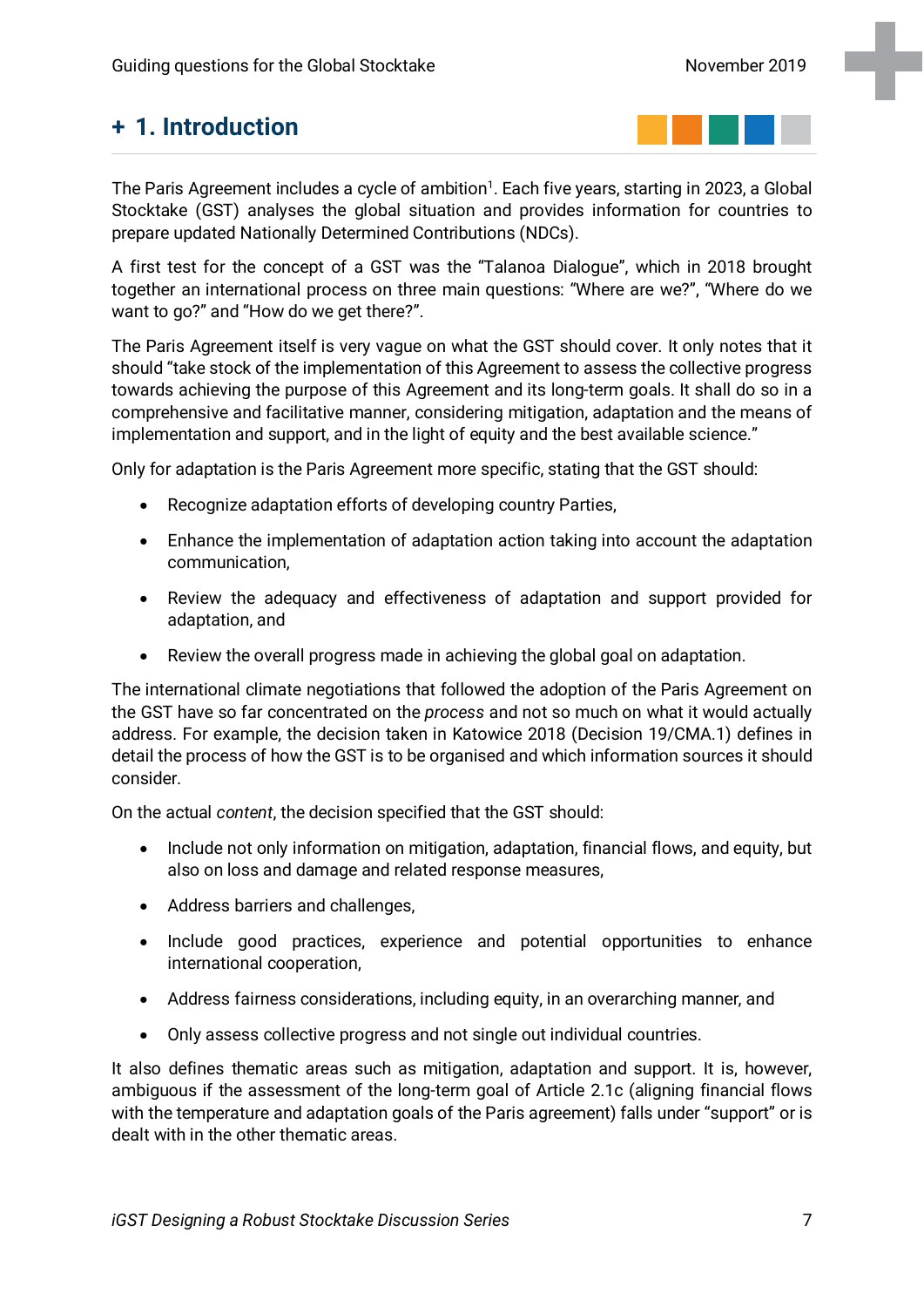# + 1. Introduction

The Paris Agreement includes a cycle of ambition[1]. Each five years, starting in 2023, a Global Stocktake (GST) analyses the global situation and provides information for countries to prepare updated Nationally Determined Contributions (NDCs).

A first test for the concept of a GST was the "Talanoa Dialogue", which in 2018 brought together an international process on three main questions: "Where are we?", "Where do we want to go?" and "How do we get there?".

The Paris Agreement itself is very vague on what the GST should cover. It only notes that it should "take stock of the implementation of this Agreement to assess the collective progress towards achieving the purpose of this Agreement and its long-term goals. It shall do so in a comprehensive and facilitative manner, considering mitigation, adaptation and the means of implementation and support, and in the light of equity and the best available science."

Only for adaptation is the Paris Agreement more specific, stating that the GST should:

- Recognize adaptation efforts of developing country Parties,
- Enhance the implementation of adaptation action taking into account the adaptation communication,
- Review the adequacy and effectiveness of adaptation and support provided for adaptation, and
- Review the overall progress made in achieving the global goal on adaptation.

The international climate negotiations that followed the adoption of the Paris Agreement on the GST have so far concentrated on the *process* and not so much on what it would actually address. For example, the decision taken in Katowice 2018 (Decision 19/CMA.1) defines in detail the process of how the GST is to be organised and which information sources it should consider.

On the actual *content*, the decision specified that the GST should:

- Include not only information on mitigation, adaptation, financial flows, and equity, but also on loss and damage and related response measures,
- Address barriers and challenges,
- Include good practices, experience and potential opportunities to enhance international cooperation,
- Address fairness considerations, including equity, in an overarching manner, and
- Only assess collective progress and not single out individual countries.

It also defines thematic areas such as mitigation, adaptation and support. It is, however, ambiguous if the assessment of the long-term goal of Article 2.1c (aligning financial flows with the temperature and adaptation goals of the Paris agreement) falls under "support" or is dealt with in the other thematic areas.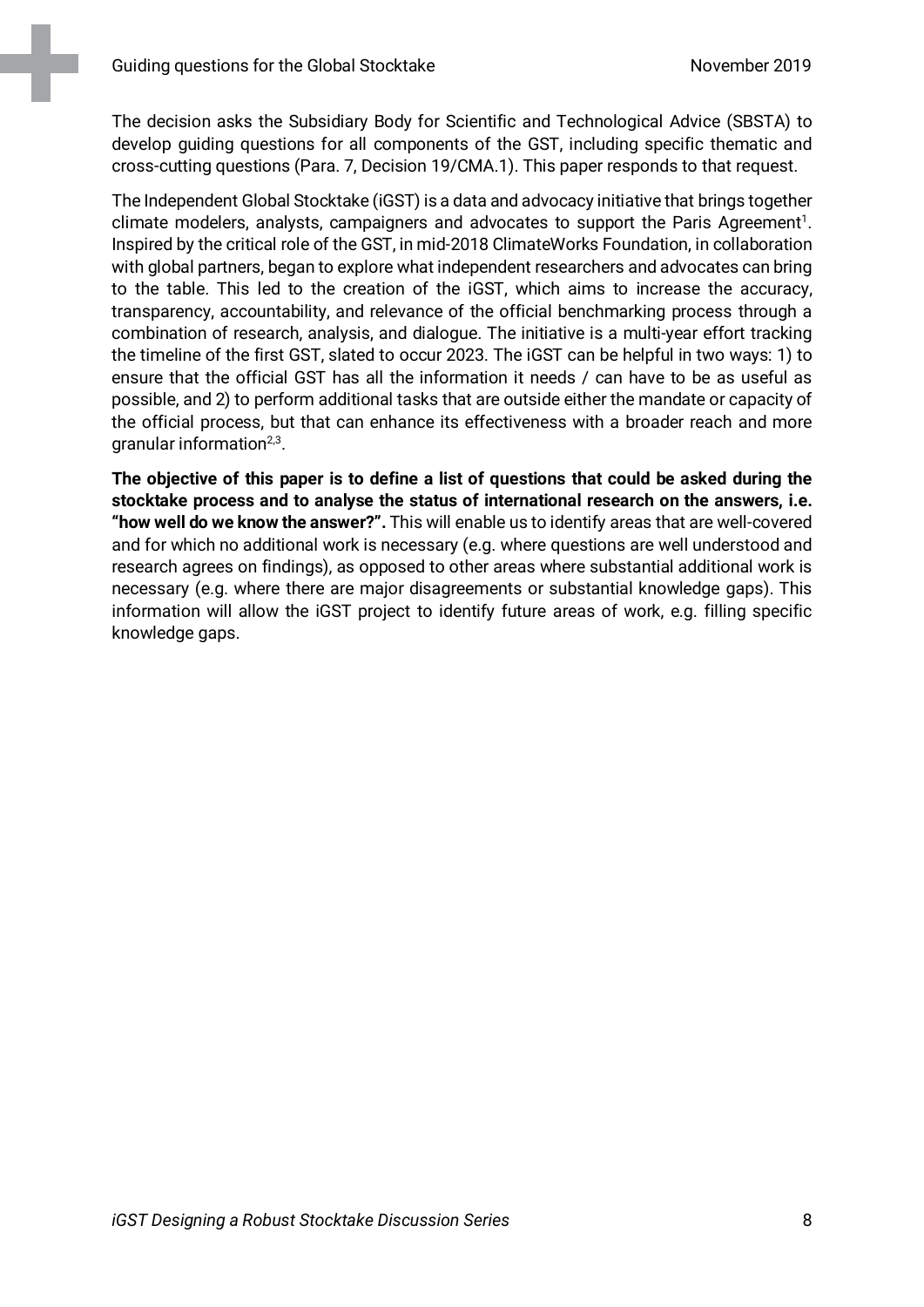The decision asks the Subsidiary Body for Scientific and Technological Advice (SBSTA) to develop guiding questions for all components of the GST, including specific thematic and cross-cutting questions (Para. 7, Decision 19/CMA.1). This paper responds to that request.

The Independent Global Stocktake (iGST) is a data and advocacy initiative that brings together climate modelers, analysts, campaigners and advocates to support the Paris Agreement[1]. Inspired by the critical role of the GST, in mid-2018 ClimateWorks Foundation, in collaboration with global partners, began to explore what independent researchers and advocates can bring to the table. This led to the creation of the iGST, which aims to increase the accuracy, transparency, accountability, and relevance of the official benchmarking process through a combination of research, analysis, and dialogue. The initiative is a multi-year effort tracking the timeline of the first GST, slated to occur 2023. The iGST can be helpful in two ways: 1) to ensure that the official GST has all the information it needs / can have to be as useful as possible, and 2) to perform additional tasks that are outside either the mandate or capacity of the official process, but that can enhance its effectiveness with a broader reach and more granular information[2,3].

**The objective of this paper is to define a list of questions that could be asked during the stocktake process and to analyse the status of international research on the answers, i.e. "how well do we know the answer?".** This will enable us to identify areas that are well-covered and for which no additional work is necessary (e.g. where questions are well understood and research agrees on findings), as opposed to other areas where substantial additional work is necessary (e.g. where there are major disagreements or substantial knowledge gaps). This information will allow the iGST project to identify future areas of work, e.g. filling specific knowledge gaps.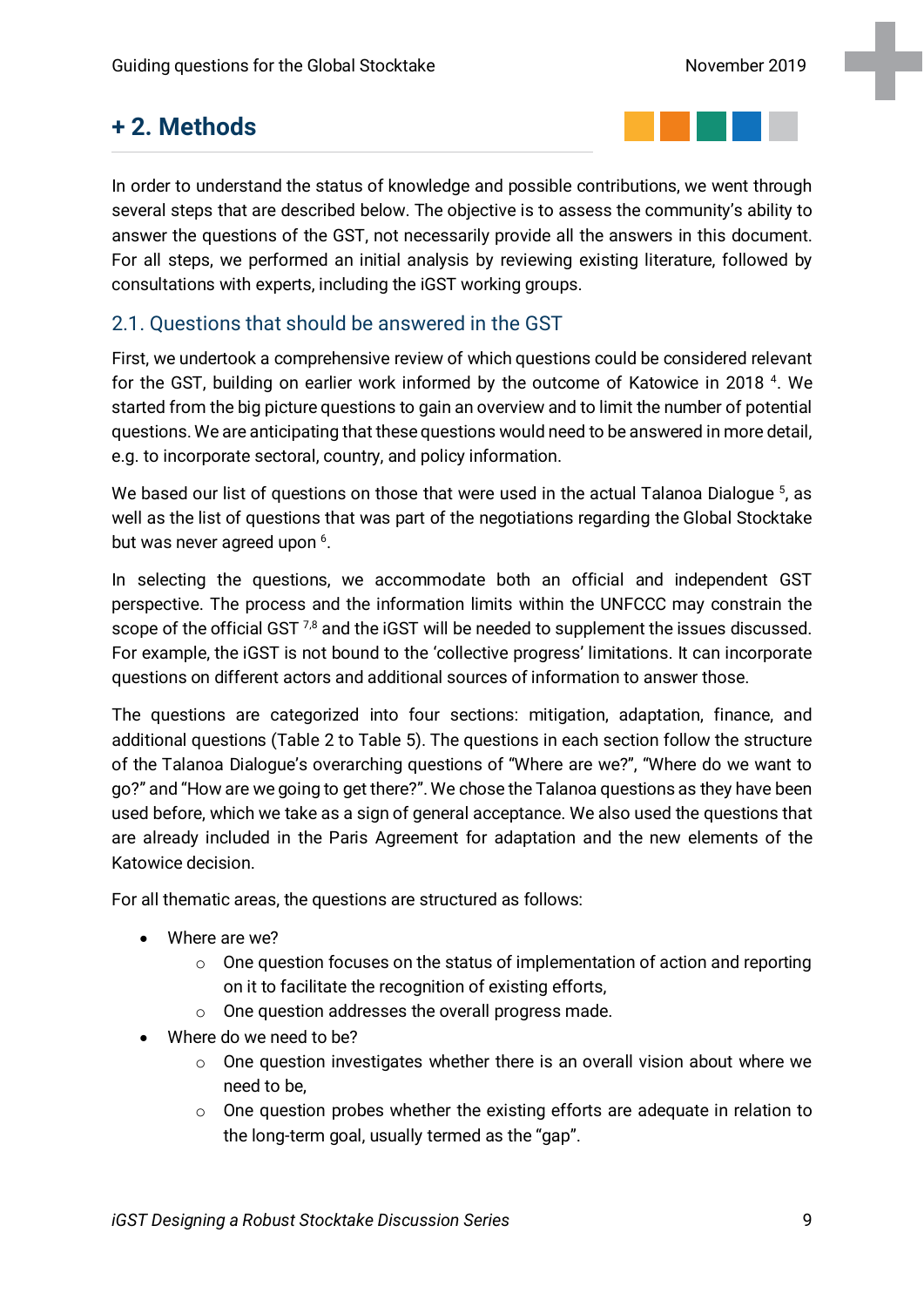# + 2. Methods

In order to understand the status of knowledge and possible contributions, we went through several steps that are described below. The objective is to assess the community's ability to answer the questions of the GST, not necessarily provide all the answers in this document. For all steps, we performed an initial analysis by reviewing existing literature, followed by consultations with experts, including the iGST working groups.

## 2.1. Questions that should be answered in the GST

First, we undertook a comprehensive review of which questions could be considered relevant for the GST, building on earlier work informed by the outcome of Katowice in 2018 [4]. We started from the big picture questions to gain an overview and to limit the number of potential questions. We are anticipating that these questions would need to be answered in more detail, e.g. to incorporate sectoral, country, and policy information.

We based our list of questions on those that were used in the actual Talanoa Dialogue [5], as well as the list of questions that was part of the negotiations regarding the Global Stocktake but was never agreed upon [6].

In selecting the questions, we accommodate both an official and independent GST perspective. The process and the information limits within the UNFCCC may constrain the scope of the official GST [7,8] and the iGST will be needed to supplement the issues discussed. For example, the iGST is not bound to the 'collective progress' limitations. It can incorporate questions on different actors and additional sources of information to answer those.

The questions are categorized into four sections: mitigation, adaptation, finance, and additional questions (Table 2 to Table 5). The questions in each section follow the structure of the Talanoa Dialogue's overarching questions of "Where are we?", "Where do we want to go?" and "How are we going to get there?". We chose the Talanoa questions as they have been used before, which we take as a sign of general acceptance. We also used the questions that are already included in the Paris Agreement for adaptation and the new elements of the Katowice decision.

For all thematic areas, the questions are structured as follows:

- Where are we?
  - One question focuses on the status of implementation of action and reporting on it to facilitate the recognition of existing efforts,
  - One question addresses the overall progress made.
- Where do we need to be?
  - One question investigates whether there is an overall vision about where we need to be,
  - One question probes whether the existing efforts are adequate in relation to the long-term goal, usually termed as the "gap".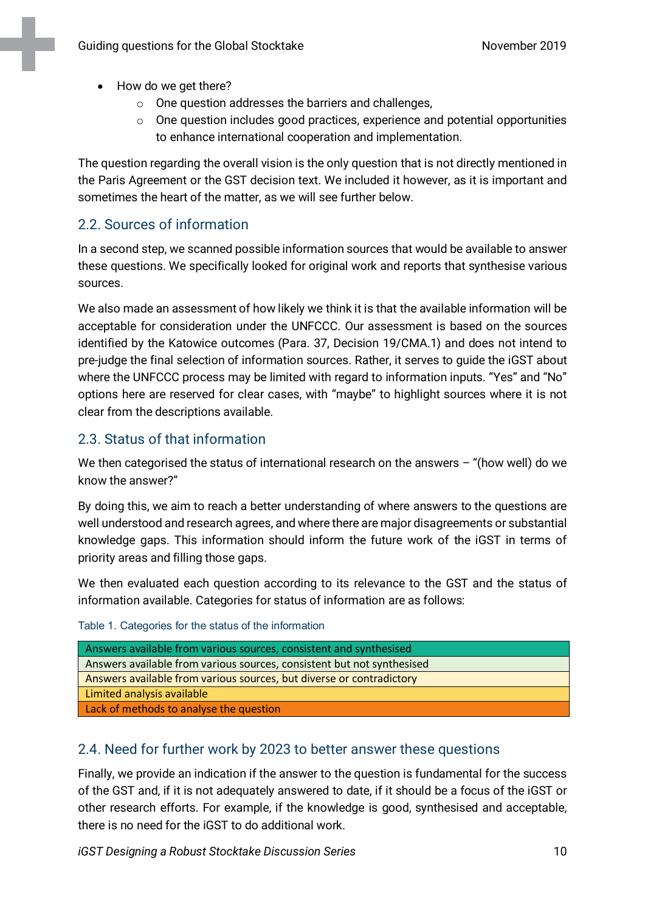- How do we get there?
    - One question addresses the barriers and challenges,
    - One question includes good practices, experience and potential opportunities to enhance international cooperation and implementation.

The question regarding the overall vision is the only question that is not directly mentioned in the Paris Agreement or the GST decision text. We included it however, as it is important and sometimes the heart of the matter, as we will see further below.

## 2.2. Sources of information

In a second step, we scanned possible information sources that would be available to answer these questions. We specifically looked for original work and reports that synthesise various sources.

We also made an assessment of how likely we think it is that the available information will be acceptable for consideration under the UNFCCC. Our assessment is based on the sources identified by the Katowice outcomes (Para. 37, Decision 19/CMA.1) and does not intend to pre-judge the final selection of information sources. Rather, it serves to guide the iGST about where the UNFCCC process may be limited with regard to information inputs. “Yes” and “No” options here are reserved for clear cases, with “maybe” to highlight sources where it is not clear from the descriptions available.

## 2.3. Status of that information

We then categorised the status of international research on the answers – “(how well) do we know the answer?”

By doing this, we aim to reach a better understanding of where answers to the questions are well understood and research agrees, and where there are major disagreements or substantial knowledge gaps. This information should inform the future work of the iGST in terms of priority areas and filling those gaps.

We then evaluated each question according to its relevance to the GST and the status of information available. Categories for status of information are as follows:

Table 1. Categories for the status of the information

| Categories for the status of the information |
|---|
| Answers available from various sources, consistent and synthesised |
| Answers available from various sources, consistent but not synthesised |
| Answers available from various sources, but diverse or contradictory |
| Limited analysis available |
| Lack of methods to analyse the question |

## 2.4. Need for further work by 2023 to better answer these questions

Finally, we provide an indication if the answer to the question is fundamental for the success of the GST and, if it is not adequately answered to date, if it should be a focus of the iGST or other research efforts. For example, if the knowledge is good, synthesised and acceptable, there is no need for the iGST to do additional work.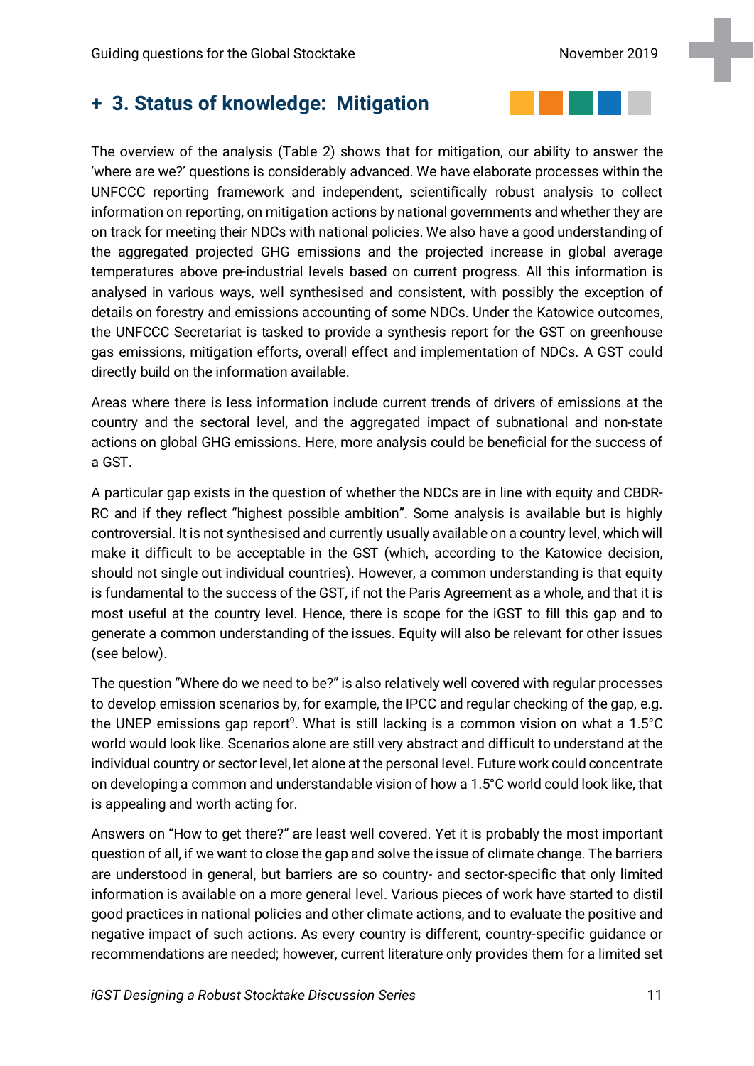## + 3. Status of knowledge: Mitigation

The overview of the analysis (Table 2) shows that for mitigation, our ability to answer the 'where are we?' questions is considerably advanced. We have elaborate processes within the UNFCCC reporting framework and independent, scientifically robust analysis to collect information on reporting, on mitigation actions by national governments and whether they are on track for meeting their NDCs with national policies. We also have a good understanding of the aggregated projected GHG emissions and the projected increase in global average temperatures above pre-industrial levels based on current progress. All this information is analysed in various ways, well synthesised and consistent, with possibly the exception of details on forestry and emissions accounting of some NDCs. Under the Katowice outcomes, the UNFCCC Secretariat is tasked to provide a synthesis report for the GST on greenhouse gas emissions, mitigation efforts, overall effect and implementation of NDCs. A GST could directly build on the information available.

Areas where there is less information include current trends of drivers of emissions at the country and the sectoral level, and the aggregated impact of subnational and non-state actions on global GHG emissions. Here, more analysis could be beneficial for the success of a GST.

A particular gap exists in the question of whether the NDCs are in line with equity and CBDR-RC and if they reflect "highest possible ambition". Some analysis is available but is highly controversial. It is not synthesised and currently usually available on a country level, which will make it difficult to be acceptable in the GST (which, according to the Katowice decision, should not single out individual countries). However, a common understanding is that equity is fundamental to the success of the GST, if not the Paris Agreement as a whole, and that it is most useful at the country level. Hence, there is scope for the iGST to fill this gap and to generate a common understanding of the issues. Equity will also be relevant for other issues (see below).

The question "Where do we need to be?" is also relatively well covered with regular processes to develop emission scenarios by, for example, the IPCC and regular checking of the gap, e.g. the UNEP emissions gap report[9]. What is still lacking is a common vision on what a 1.5°C world would look like. Scenarios alone are still very abstract and difficult to understand at the individual country or sector level, let alone at the personal level. Future work could concentrate on developing a common and understandable vision of how a 1.5°C world could look like, that is appealing and worth acting for.

Answers on "How to get there?" are least well covered. Yet it is probably the most important question of all, if we want to close the gap and solve the issue of climate change. The barriers are understood in general, but barriers are so country- and sector-specific that only limited information is available on a more general level. Various pieces of work have started to distil good practices in national policies and other climate actions, and to evaluate the positive and negative impact of such actions. As every country is different, country-specific guidance or recommendations are needed; however, current literature only provides them for a limited set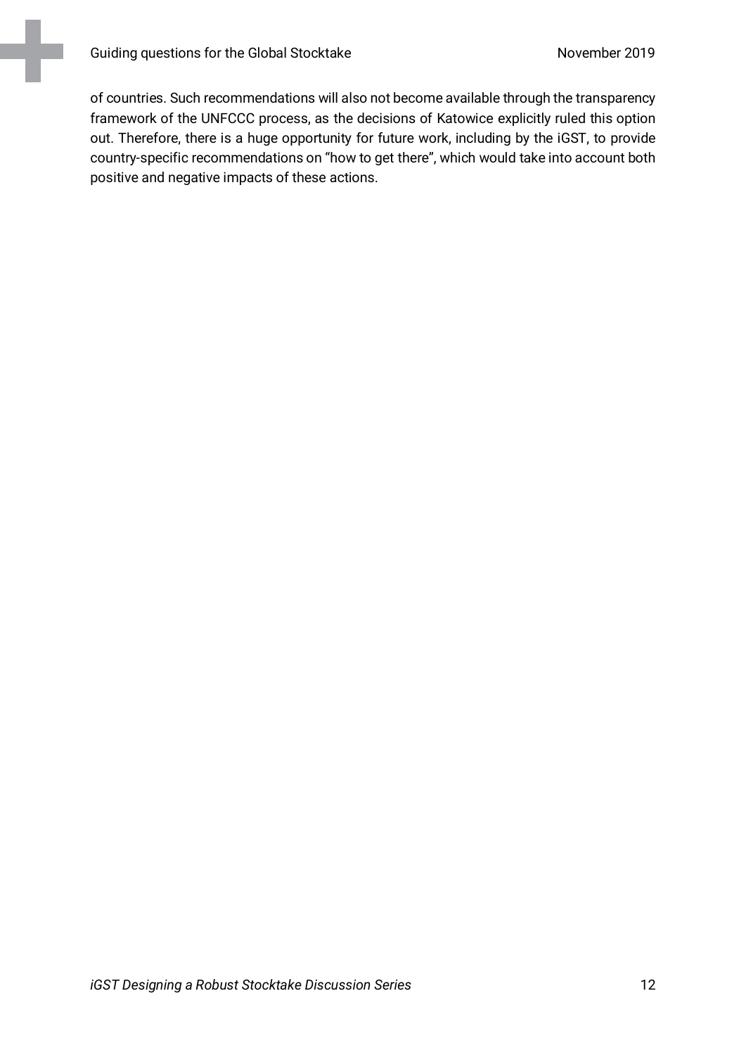of countries. Such recommendations will also not become available through the transparency framework of the UNFCCC process, as the decisions of Katowice explicitly ruled this option out. Therefore, there is a huge opportunity for future work, including by the iGST, to provide country-specific recommendations on “how to get there”, which would take into account both positive and negative impacts of these actions.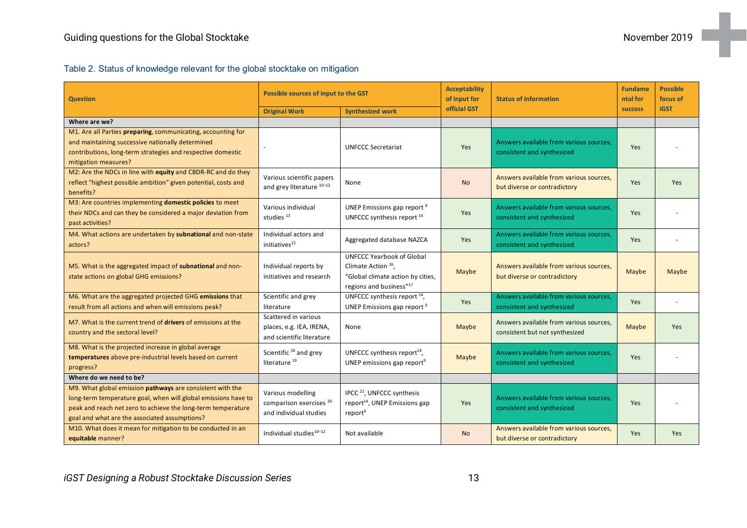Table 2. Status of knowledge relevant for the global stocktake on mitigation

| Question | Possible sources of input to the GST | | Acceptability of input for official GST | Status of information | Fundamental for success | Possible focus of iGST |
|---|---|---|---|---|---|---|
| | Original Work | Synthesized work | | | | |
| **Where are we?** | | | | | | |
| M1. Are all Parties **preparing**, communicating, accounting for and maintaining successive nationally determined contributions, long-term strategies and respective domestic mitigation measures? | - | UNFCCC Secretariat | Yes | Answers available from various sources, consistent and synthesized | Yes | - |
| M2: Are the NDCs in line with **equity** and CBDR-RC and do they reflect "highest possible ambition" given potential, costs and benefits? | Various scientific papers and grey literature [10–12] | None | No | Answers available from various sources, but diverse or contradictory | Yes | Yes |
| M3: Are countries implementing **domestic policies** to meet their NDCs and can they be considered a major deviation from past activities? | Various individual studies [13] | UNEP Emissions gap report [9] UNFCCC synthesis report [14] | Yes | Answers available from various sources, consistent and synthesized | Yes | - |
| M4. What actions are undertaken by **subnational** and non-state actors? | Individual actors and initiatives[15] | Aggregated database NAZCA | Yes | Answers available from various sources, consistent and synthesized | Yes | - |
| M5. What is the aggregated impact of **subnational** and non-state actions on global GHG emissions? | Individual reports by initiatives and research | UNFCCC Yearbook of Global Climate Action [16], "Global climate action by cities, regions and business"[17] | Maybe | Answers available from various sources, but diverse or contradictory | Maybe | Maybe |
| M6. What are the aggregated projected GHG **emissions** that result from all actions and when will emissions peak? | Scientific and grey literature | UNFCCC synthesis report [14], UNEP Emissions gap report [9] | Yes | Answers available from various sources, consistent and synthesized | Yes | - |
| M7. What is the current trend of **drivers** of emissions at the country and the sectoral level? | Scattered in various places, e.g. IEA, IRENA, and scientific literature | None | Maybe | Answers available from various sources, consistent but not synthesized | Maybe | Yes |
| M8. What is the projected increase in global average **temperatures** above pre-industrial levels based on current progress? | Scientific [18] and grey literature [19] | UNFCCC synthesis report[14], UNEP emissions gap report[9] | Maybe | Answers available from various sources, consistent and synthesized | Yes | - |
| **Where do we need to be?** | | | | | | |
| M9. What global emission **pathways** are consistent with the long-term temperature goal, when will global emissions have to peak and reach net zero to achieve the long-term temperature goal and what are the associated assumptions? | Various modelling comparison exercises [20] and individual studies | IPCC [21], UNFCCC synthesis report[14], UNEP Emissions gap report[9] | Yes | Answers available from various sources, consistent and synthesized | Yes | - |
| M10. What does it mean for mitigation to be conducted in an **equitable** manner? | Individual studies[10–12] | Not available | No | Answers available from various sources, but diverse or contradictory | Yes | Yes |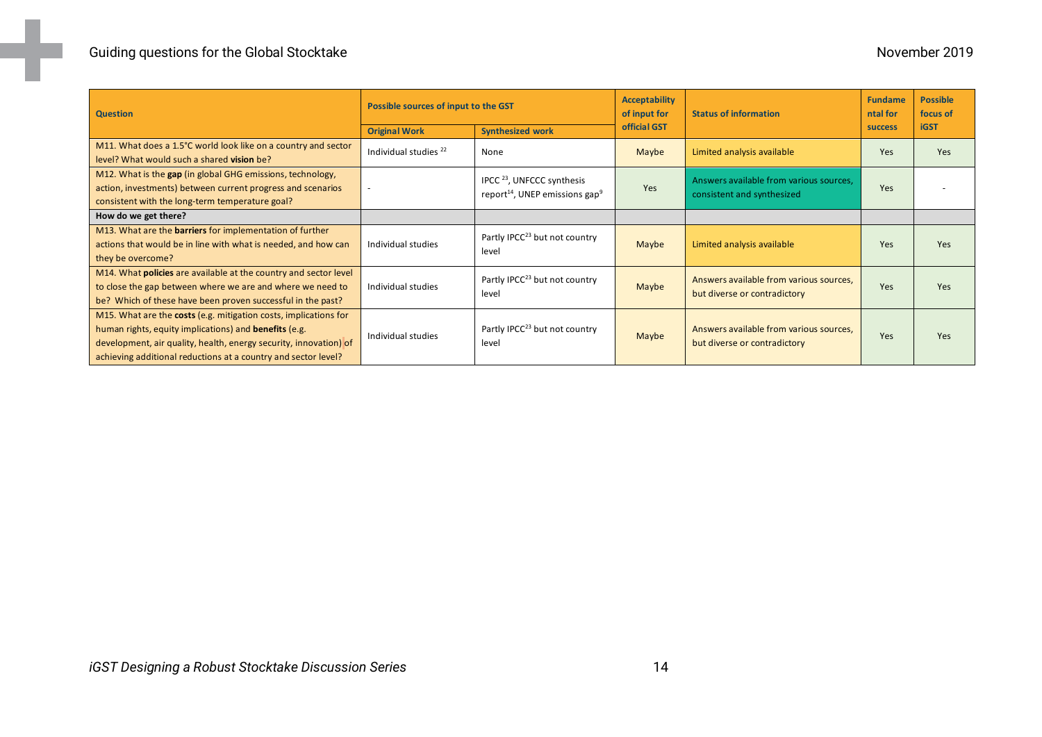| Question | Possible sources of input to the GST | | Acceptability of input for official GST | Status of information | Fundamental for success | Possible focus of iGST |
|---|---|---|---|---|---|---|
| | Original Work | Synthesized work | | | | |
| M11. What does a 1.5°C world look like on a country and sector level? What would such a shared **vision** be? | Individual studies [22] | None | Maybe | Limited analysis available | Yes | Yes |
| M12. What is the **gap** (in global GHG emissions, technology, action, investments) between current progress and scenarios consistent with the long-term temperature goal? | - | IPCC [23], UNFCCC synthesis report[14], UNEP emissions gap[9] | Yes | Answers available from various sources, consistent and synthesized | Yes | - |
| **How do we get there?** | | | | | | |
| M13. What are the **barriers** for implementation of further actions that would be in line with what is needed, and how can they be overcome? | Individual studies | Partly IPCC[23] but not country level | Maybe | Limited analysis available | Yes | Yes |
| M14. What **policies** are available at the country and sector level to close the gap between where we are and where we need to be? Which of these have been proven successful in the past? | Individual studies | Partly IPCC[23] but not country level | Maybe | Answers available from various sources, but diverse or contradictory | Yes | Yes |
| M15. What are the **costs** (e.g. mitigation costs, implications for human rights, equity implications) and **benefits** (e.g. development, air quality, health, energy security, innovation) of achieving additional reductions at a country and sector level? | Individual studies | Partly IPCC[23] but not country level | Maybe | Answers available from various sources, but diverse or contradictory | Yes | Yes |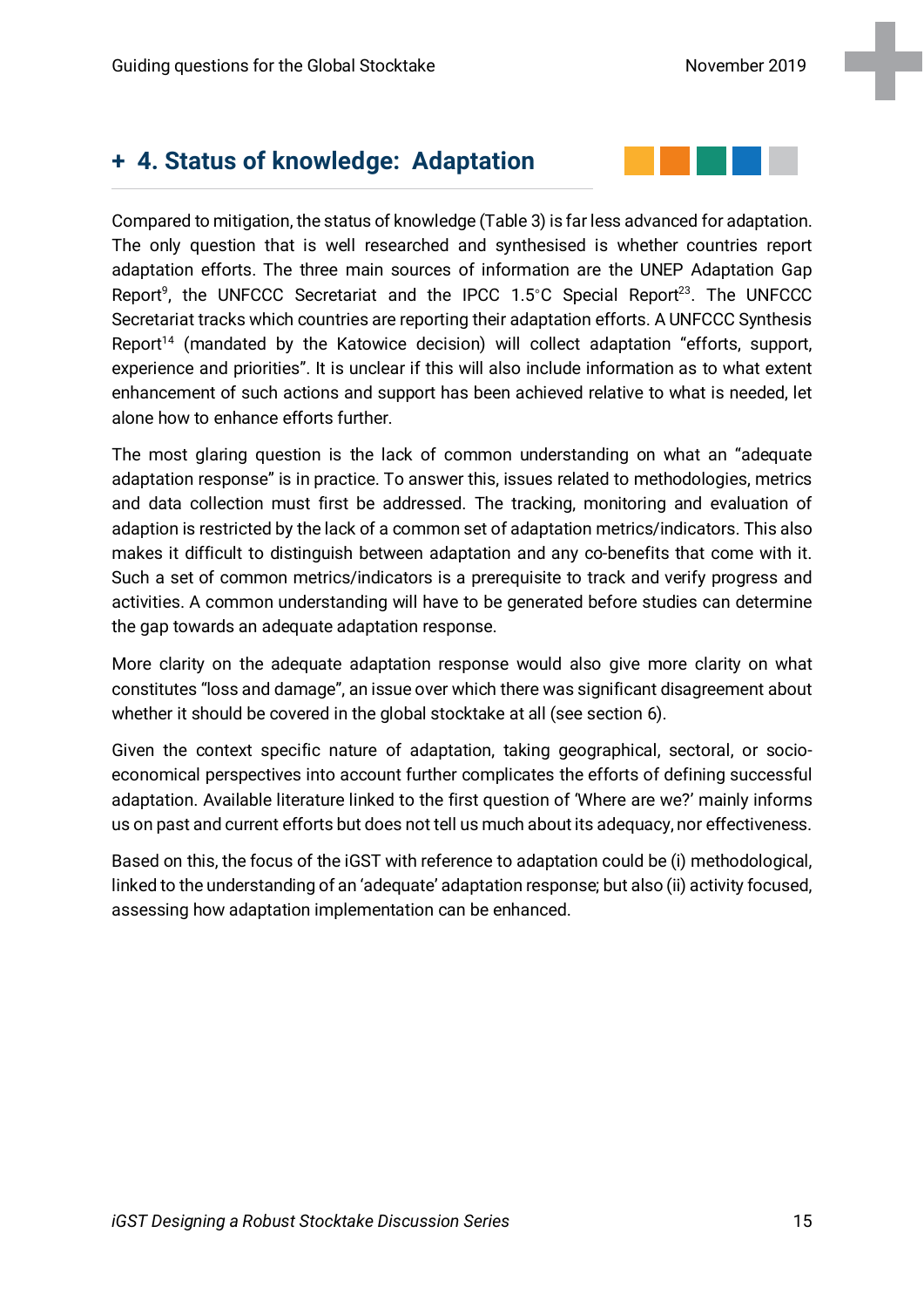## + 4. Status of knowledge: Adaptation

Compared to mitigation, the status of knowledge (Table 3) is far less advanced for adaptation. The only question that is well researched and synthesised is whether countries report adaptation efforts. The three main sources of information are the UNEP Adaptation Gap Report[9], the UNFCCC Secretariat and the IPCC 1.5°C Special Report[23]. The UNFCCC Secretariat tracks which countries are reporting their adaptation efforts. A UNFCCC Synthesis Report[14] (mandated by the Katowice decision) will collect adaptation "efforts, support, experience and priorities". It is unclear if this will also include information as to what extent enhancement of such actions and support has been achieved relative to what is needed, let alone how to enhance efforts further.

The most glaring question is the lack of common understanding on what an "adequate adaptation response" is in practice. To answer this, issues related to methodologies, metrics and data collection must first be addressed. The tracking, monitoring and evaluation of adaption is restricted by the lack of a common set of adaptation metrics/indicators. This also makes it difficult to distinguish between adaptation and any co-benefits that come with it. Such a set of common metrics/indicators is a prerequisite to track and verify progress and activities. A common understanding will have to be generated before studies can determine the gap towards an adequate adaptation response.

More clarity on the adequate adaptation response would also give more clarity on what constitutes "loss and damage", an issue over which there was significant disagreement about whether it should be covered in the global stocktake at all (see section 6).

Given the context specific nature of adaptation, taking geographical, sectoral, or socio-economical perspectives into account further complicates the efforts of defining successful adaptation. Available literature linked to the first question of 'Where are we?' mainly informs us on past and current efforts but does not tell us much about its adequacy, nor effectiveness.

Based on this, the focus of the iGST with reference to adaptation could be (i) methodological, linked to the understanding of an 'adequate' adaptation response; but also (ii) activity focused, assessing how adaptation implementation can be enhanced.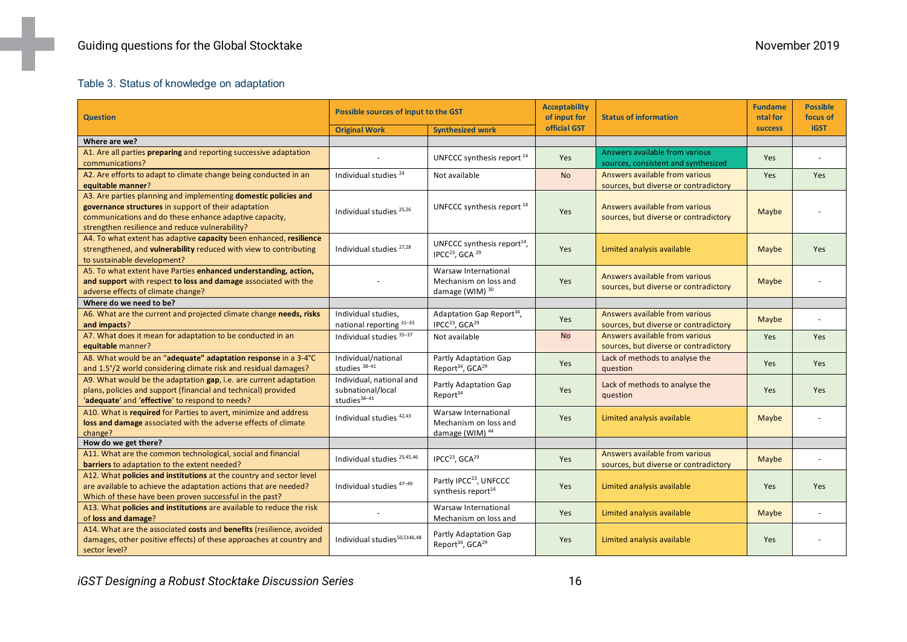Table 3. Status of knowledge on adaptation

| Question | Possible sources of input to the GST | | Acceptability of input for official GST | Status of information | Fundamental for success | Possible focus of iGST |
|---|---|---|---|---|---|---|
| | Original Work | Synthesized work | | | | |
| **Where are we?** | | | | | | |
| A1. Are all parties **preparing** and reporting successive adaptation communications? | - | UNFCCC synthesis report [14] | Yes | Answers available from various sources, consistent and synthesized | Yes | - |
| A2. Are efforts to adapt to climate change being conducted in an **equitable manner**? | Individual studies [24] | Not available | No | Answers available from various sources, but diverse or contradictory | Yes | Yes |
| A3. Are parties planning and implementing **domestic policies and governance structures** in support of their adaptation communications and do these enhance adaptive capacity, strengthen resilience and reduce vulnerability? | Individual studies [25,26] | UNFCCC synthesis report [14] | Yes | Answers available from various sources, but diverse or contradictory | Maybe | - |
| A4. To what extent has adaptive **capacity** been enhanced, **resilience** strengthened, and **vulnerability** reduced with view to contributing to sustainable development? | Individual studies [27,28] | UNFCCC synthesis report[14], IPCC[23], GCA [29] | Yes | Limited analysis available | Maybe | Yes |
| A5. To what extent have Parties **enhanced understanding, action, and support** with respect **to loss and damage** associated with the adverse effects of climate change? | - | Warsaw International Mechanism on loss and damage (WIM) [30] | Yes | Answers available from various sources, but diverse or contradictory | Maybe | - |
| **Where do we need to be?** | | | | | | |
| A6. What are the current and projected climate change **needs, risks and impacts**? | Individual studies, national reporting [31–33] | Adaptation Gap Report[34], IPCC[23], GCA[29] | Yes | Answers available from various sources, but diverse or contradictory | Maybe | - |
| A7. What does it mean for adaptation to be conducted in an **equitable** manner? | Individual studies [35–37] | Not available | No | Answers available from various sources, but diverse or contradictory | Yes | Yes |
| A8. What would be an "**adequate" adaptation response** in a 3-4°C and 1.5°/2 world considering climate risk and residual damages? | Individual/national studies [38–41] | Partly Adaptation Gap Report[34], GCA[29] | Yes | Lack of methods to analyse the question | Yes | Yes |
| A9. What would be the adaptation **gap**, i.e. are current adaptation plans, policies and support (financial and technical) provided '**adequate**' and '**effective**' to respond to needs? | Individual, national and subnational/local studies[38–41] | Partly Adaptation Gap Report[34] | Yes | Lack of methods to analyse the question | Yes | Yes |
| A10. What is **required** for Parties to avert, minimize and address **loss and damage** associated with the adverse effects of climate change? | Individual studies [42,43] | Warsaw International Mechanism on loss and damage (WIM) [44] | Yes | Limited analysis available | Maybe | - |
| **How do we get there?** | | | | | | |
| A11. What are the common technological, social and financial **barriers** to adaptation to the extent needed? | Individual studies [25,45,46] | IPCC[23], GCA[29] | Yes | Answers available from various sources, but diverse or contradictory | Maybe | - |
| A12. What **policies and institutions** at the country and sector level are available to achieve the adaptation actions that are needed? Which of these have been proven successful in the past? | Individual studies [47–49] | Partly IPCC[23], UNFCCC synthesis report[14] | Yes | Limited analysis available | Yes | Yes |
| A13. What **policies and institutions** are available to reduce the risk of **loss and damage**? | - | Warsaw International Mechanism on loss and | Yes | Limited analysis available | Maybe | - |
| A14. What are the associated **costs** and **benefits** (resilience, avoided damages, other positive effects) of these approaches at country and sector level? | Individual studies[50,5146,48] | Partly Adaptation Gap Report[34], GCA[29] | Yes | Limited analysis available | Yes | - |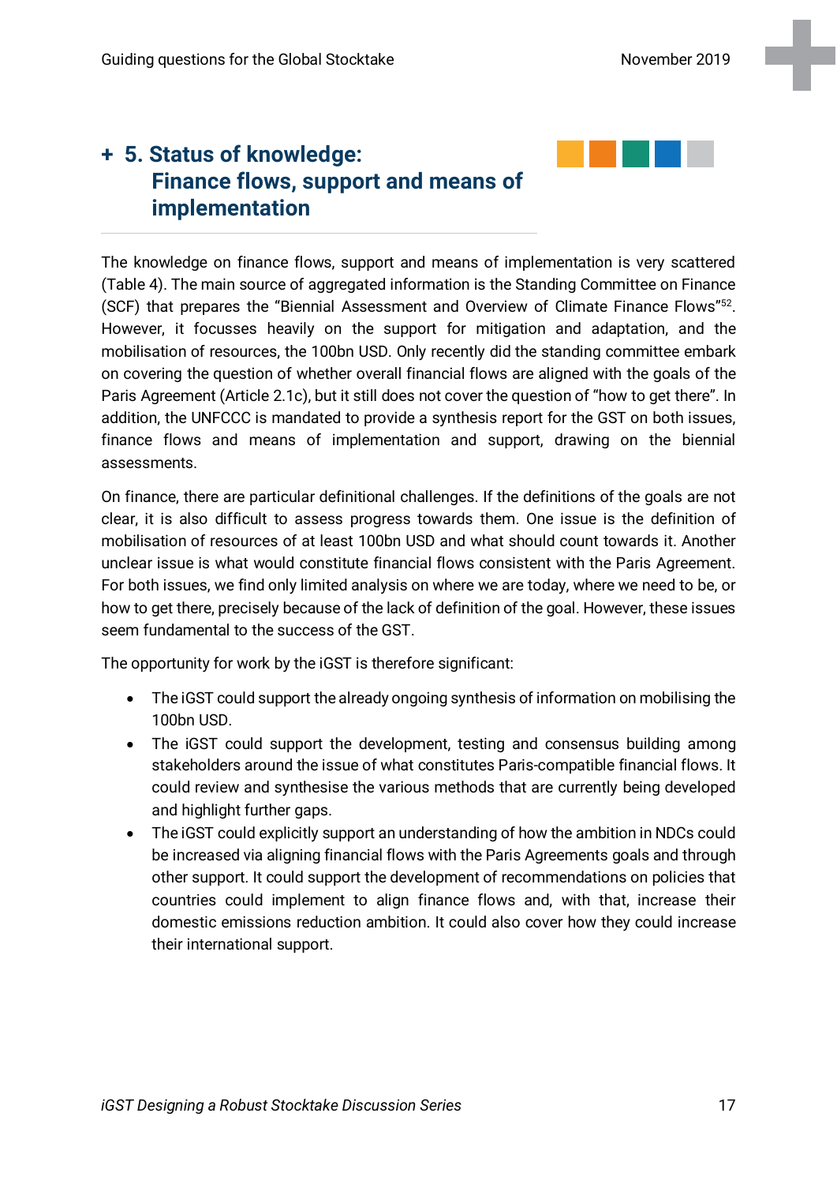## + 5. Status of knowledge: Finance flows, support and means of implementation

The knowledge on finance flows, support and means of implementation is very scattered (Table 4). The main source of aggregated information is the Standing Committee on Finance (SCF) that prepares the "Biennial Assessment and Overview of Climate Finance Flows"[52]. However, it focusses heavily on the support for mitigation and adaptation, and the mobilisation of resources, the 100bn USD. Only recently did the standing committee embark on covering the question of whether overall financial flows are aligned with the goals of the Paris Agreement (Article 2.1c), but it still does not cover the question of "how to get there". In addition, the UNFCCC is mandated to provide a synthesis report for the GST on both issues, finance flows and means of implementation and support, drawing on the biennial assessments.

On finance, there are particular definitional challenges. If the definitions of the goals are not clear, it is also difficult to assess progress towards them. One issue is the definition of mobilisation of resources of at least 100bn USD and what should count towards it. Another unclear issue is what would constitute financial flows consistent with the Paris Agreement. For both issues, we find only limited analysis on where we are today, where we need to be, or how to get there, precisely because of the lack of definition of the goal. However, these issues seem fundamental to the success of the GST.

The opportunity for work by the iGST is therefore significant:

- The iGST could support the already ongoing synthesis of information on mobilising the 100bn USD.
- The iGST could support the development, testing and consensus building among stakeholders around the issue of what constitutes Paris-compatible financial flows. It could review and synthesise the various methods that are currently being developed and highlight further gaps.
- The iGST could explicitly support an understanding of how the ambition in NDCs could be increased via aligning financial flows with the Paris Agreements goals and through other support. It could support the development of recommendations on policies that countries could implement to align finance flows and, with that, increase their domestic emissions reduction ambition. It could also cover how they could increase their international support.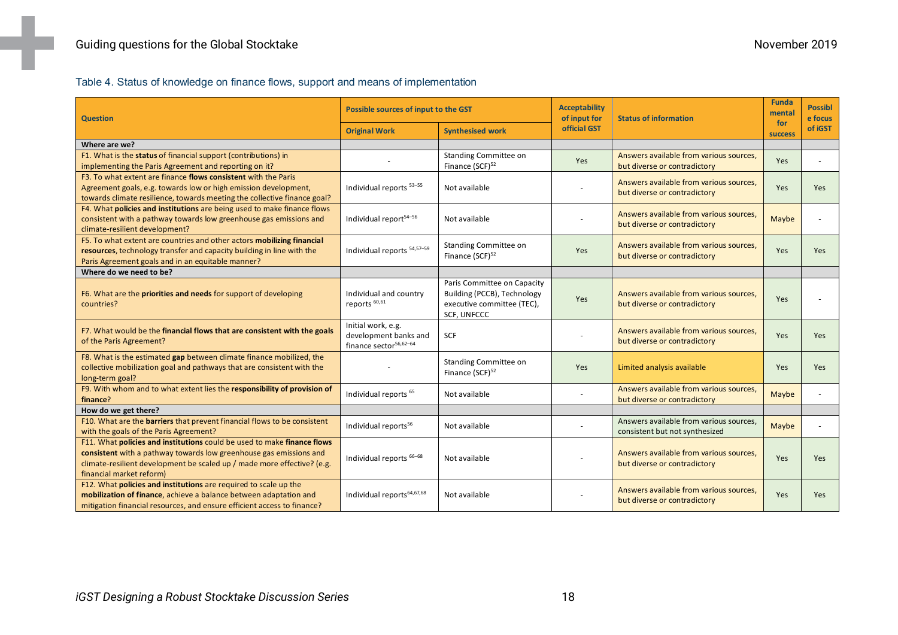Table 4. Status of knowledge on finance flows, support and means of implementation

| Question | Possible sources of input to the GST | | Acceptability of input for official GST | Status of information | Fundamental for success | Possible focus of iGST |
|---|---|---|---|---|---|---|
| | Original Work | Synthesised work | | | | |
| **Where are we?** | | | | | | |
| F1. What is the **status** of financial support (contributions) in implementing the Paris Agreement and reporting on it? | - | Standing Committee on Finance (SCF)[52] | Yes | Answers available from various sources, but diverse or contradictory | Yes | - |
| F3. To what extent are finance **flows consistent** with the Paris Agreement goals, e.g. towards low or high emission development, towards climate resilience, towards meeting the collective finance goal? | Individual reports [53–55] | Not available | - | Answers available from various sources, but diverse or contradictory | Yes | Yes |
| F4. What **policies and institutions** are being used to make finance flows consistent with a pathway towards low greenhouse gas emissions and climate-resilient development? | Individual report[54–56] | Not available | - | Answers available from various sources, but diverse or contradictory | Maybe | - |
| F5. To what extent are countries and other actors **mobilizing financial resources**, technology transfer and capacity building in line with the Paris Agreement goals and in an equitable manner? | Individual reports [54,57–59] | Standing Committee on Finance (SCF)[52] | Yes | Answers available from various sources, but diverse or contradictory | Yes | Yes |
| **Where do we need to be?** | | | | | | |
| F6. What are the **priorities and needs** for support of developing countries? | Individual and country reports [60,61] | Paris Committee on Capacity Building (PCCB), Technology executive committee (TEC), SCF, UNFCCC | Yes | Answers available from various sources, but diverse or contradictory | Yes | - |
| F7. What would be the **financial flows that are consistent with the goals** of the Paris Agreement? | Initial work, e.g. development banks and finance sector[56,62–64] | SCF | - | Answers available from various sources, but diverse or contradictory | Yes | Yes |
| F8. What is the estimated **gap** between climate finance mobilized, the collective mobilization goal and pathways that are consistent with the long-term goal? | - | Standing Committee on Finance (SCF)[52] | Yes | Limited analysis available | Yes | Yes |
| F9. With whom and to what extent lies the **responsibility of provision of finance**? | Individual reports [65] | Not available | - | Answers available from various sources, but diverse or contradictory | Maybe | - |
| **How do we get there?** | | | | | | |
| F10. What are the **barriers** that prevent financial flows to be consistent with the goals of the Paris Agreement? | Individual reports[56] | Not available | - | Answers available from various sources, consistent but not synthesized | Maybe | - |
| F11. What **policies and institutions** could be used to make **finance flows consistent** with a pathway towards low greenhouse gas emissions and climate-resilient development be scaled up / made more effective? (e.g. financial market reform) | Individual reports [66–68] | Not available | - | Answers available from various sources, but diverse or contradictory | Yes | Yes |
| F12. What **policies and institutions** are required to scale up the **mobilization of finance**, achieve a balance between adaptation and mitigation financial resources, and ensure efficient access to finance? | Individual reports[64,67,68] | Not available | - | Answers available from various sources, but diverse or contradictory | Yes | Yes |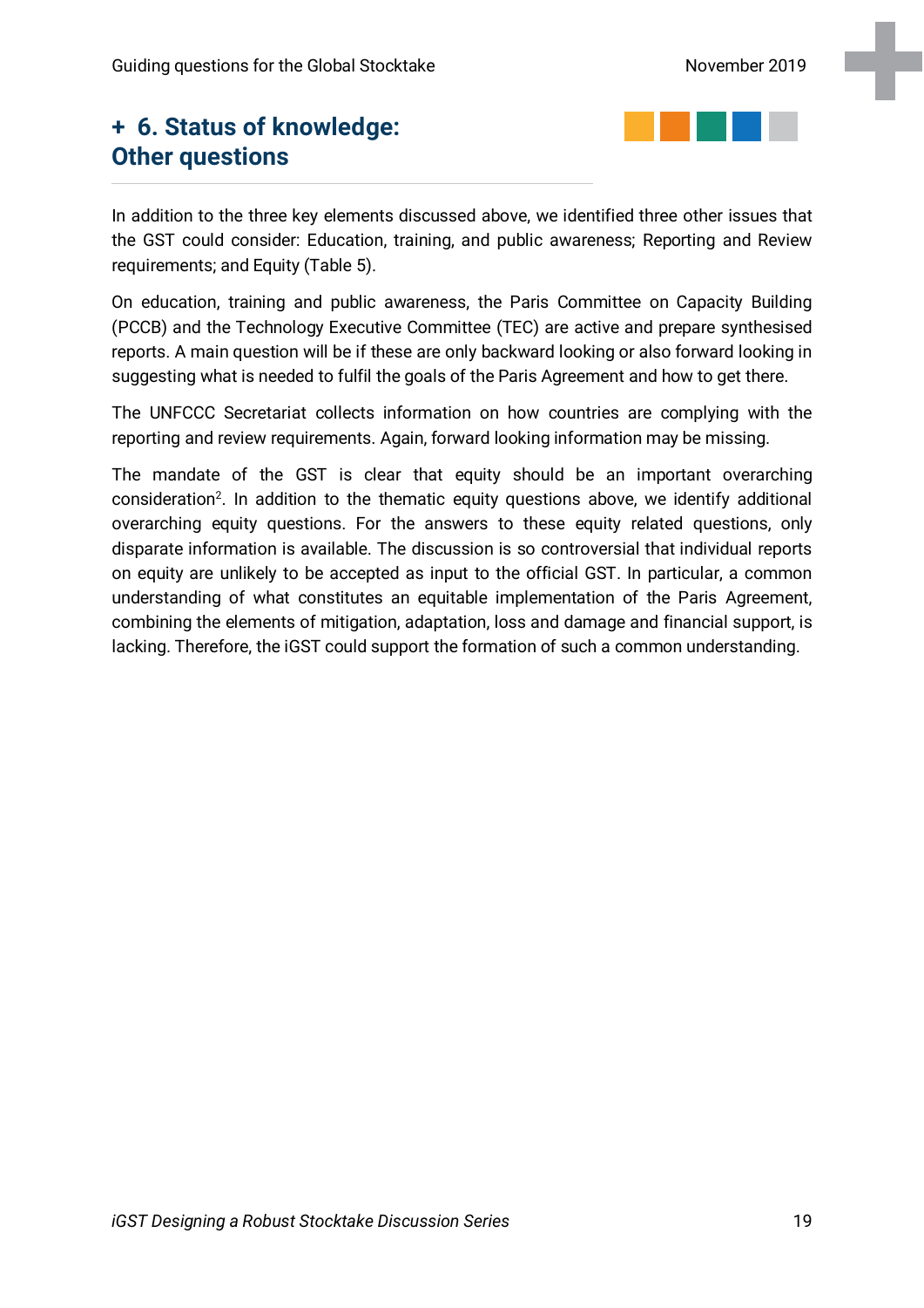## + 6. Status of knowledge: Other questions

In addition to the three key elements discussed above, we identified three other issues that the GST could consider: Education, training, and public awareness; Reporting and Review requirements; and Equity (Table 5).

On education, training and public awareness, the Paris Committee on Capacity Building (PCCB) and the Technology Executive Committee (TEC) are active and prepare synthesised reports. A main question will be if these are only backward looking or also forward looking in suggesting what is needed to fulfil the goals of the Paris Agreement and how to get there.

The UNFCCC Secretariat collects information on how countries are complying with the reporting and review requirements. Again, forward looking information may be missing.

The mandate of the GST is clear that equity should be an important overarching consideration[2]. In addition to the thematic equity questions above, we identify additional overarching equity questions. For the answers to these equity related questions, only disparate information is available. The discussion is so controversial that individual reports on equity are unlikely to be accepted as input to the official GST. In particular, a common understanding of what constitutes an equitable implementation of the Paris Agreement, combining the elements of mitigation, adaptation, loss and damage and financial support, is lacking. Therefore, the iGST could support the formation of such a common understanding.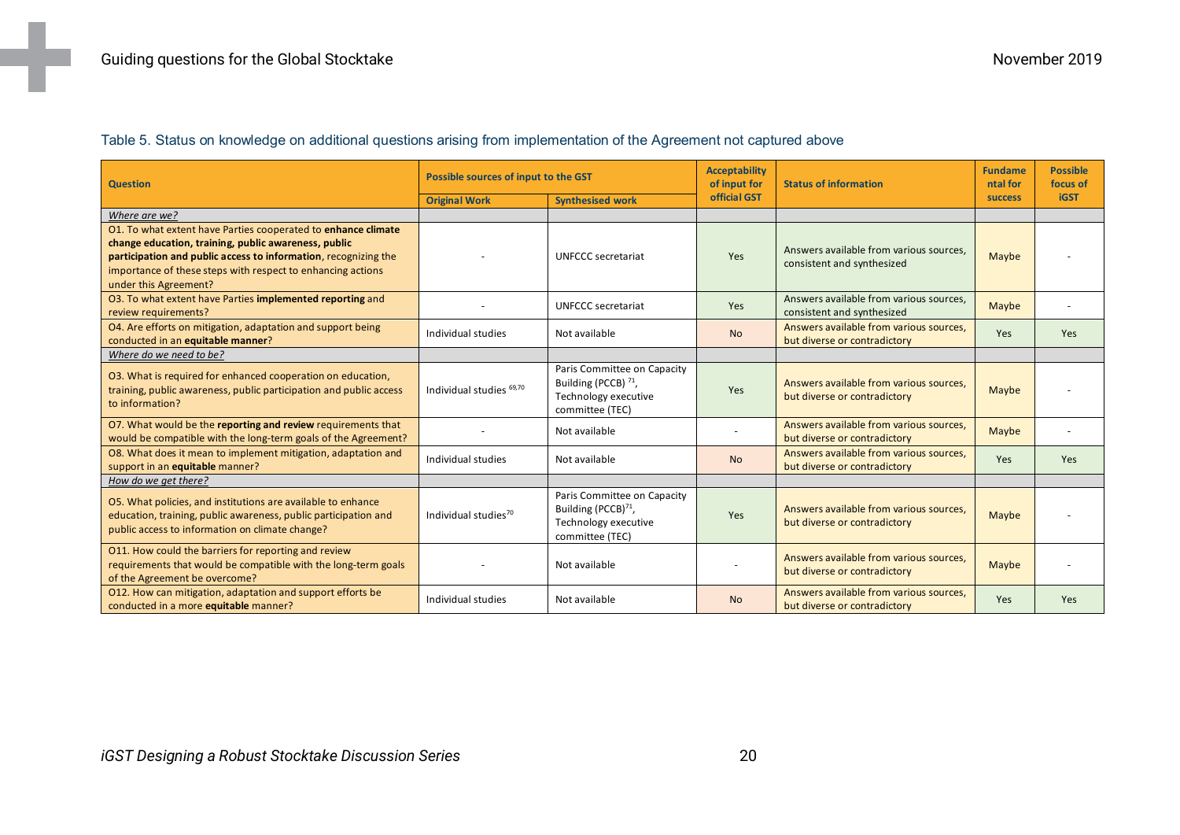Table 5. Status on knowledge on additional questions arising from implementation of the Agreement not captured above

| Question | Possible sources of input to the GST | | Acceptability of input for official GST | Status of information | Fundamental for success | Possible focus of iGST |
|---|---|---|---|---|---|---|
| | Original Work | Synthesised work | | | | |
| *Where are we?* | | | | | | |
| O1. To what extent have Parties cooperated to **enhance climate change education, training, public awareness, public participation and public access to information**, recognizing the importance of these steps with respect to enhancing actions under this Agreement? | - | UNFCCC secretariat | Yes | Answers available from various sources, consistent and synthesized | Maybe | - |
| O3. To what extent have Parties **implemented reporting** and review requirements? | - | UNFCCC secretariat | Yes | Answers available from various sources, consistent and synthesized | Maybe | - |
| O4. Are efforts on mitigation, adaptation and support being conducted in an **equitable manner**? | Individual studies | Not available | No | Answers available from various sources, but diverse or contradictory | Yes | Yes |
| *Where do we need to be?* | | | | | | |
| O3. What is required for enhanced cooperation on education, training, public awareness, public participation and public access to information? | Individual studies [69,70] | Paris Committee on Capacity Building (PCCB) [71], Technology executive committee (TEC) | Yes | Answers available from various sources, but diverse or contradictory | Maybe | - |
| O7. What would be the **reporting and review** requirements that would be compatible with the long-term goals of the Agreement? | - | Not available | - | Answers available from various sources, but diverse or contradictory | Maybe | - |
| O8. What does it mean to implement mitigation, adaptation and support in an **equitable** manner? | Individual studies | Not available | No | Answers available from various sources, but diverse or contradictory | Yes | Yes |
| *How do we get there?* | | | | | | |
| O5. What policies, and institutions are available to enhance education, training, public awareness, public participation and public access to information on climate change? | Individual studies[70] | Paris Committee on Capacity Building (PCCB)[71], Technology executive committee (TEC) | Yes | Answers available from various sources, but diverse or contradictory | Maybe | - |
| O11. How could the barriers for reporting and review requirements that would be compatible with the long-term goals of the Agreement be overcome? | - | Not available | - | Answers available from various sources, but diverse or contradictory | Maybe | - |
| O12. How can mitigation, adaptation and support efforts be conducted in a more **equitable** manner? | Individual studies | Not available | No | Answers available from various sources, but diverse or contradictory | Yes | Yes |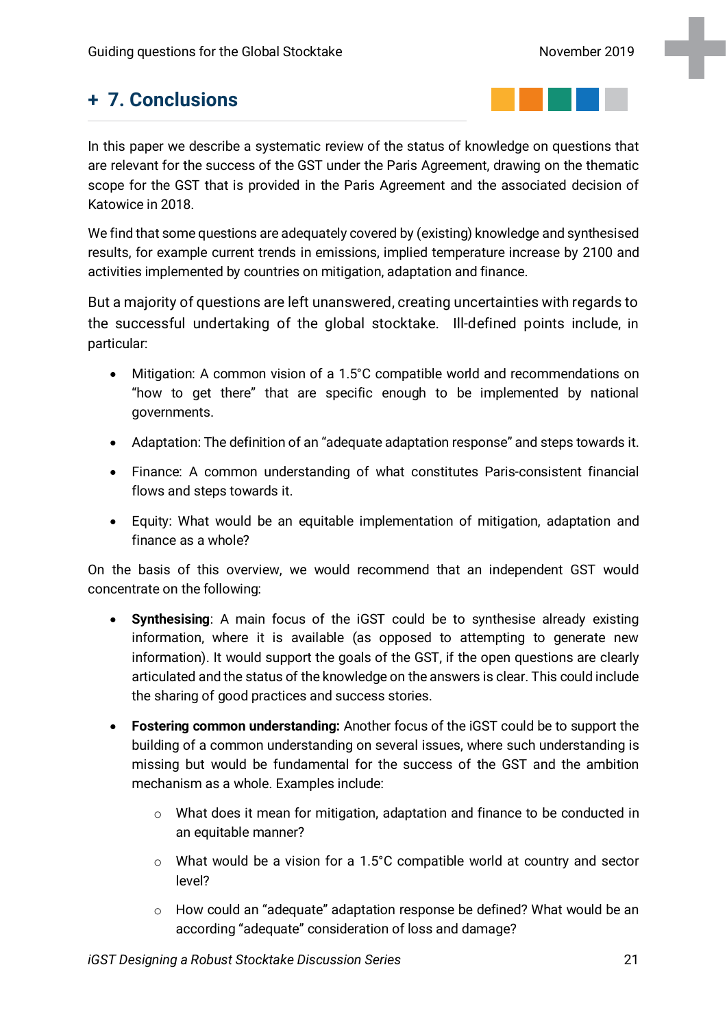## + 7. Conclusions

In this paper we describe a systematic review of the status of knowledge on questions that are relevant for the success of the GST under the Paris Agreement, drawing on the thematic scope for the GST that is provided in the Paris Agreement and the associated decision of Katowice in 2018.

We find that some questions are adequately covered by (existing) knowledge and synthesised results, for example current trends in emissions, implied temperature increase by 2100 and activities implemented by countries on mitigation, adaptation and finance.

But a majority of questions are left unanswered, creating uncertainties with regards to the successful undertaking of the global stocktake. Ill-defined points include, in particular:

- Mitigation: A common vision of a 1.5°C compatible world and recommendations on "how to get there" that are specific enough to be implemented by national governments.
- Adaptation: The definition of an "adequate adaptation response" and steps towards it.
- Finance: A common understanding of what constitutes Paris-consistent financial flows and steps towards it.
- Equity: What would be an equitable implementation of mitigation, adaptation and finance as a whole?

On the basis of this overview, we would recommend that an independent GST would concentrate on the following:

- **Synthesising**: A main focus of the iGST could be to synthesise already existing information, where it is available (as opposed to attempting to generate new information). It would support the goals of the GST, if the open questions are clearly articulated and the status of the knowledge on the answers is clear. This could include the sharing of good practices and success stories.
- **Fostering common understanding:** Another focus of the iGST could be to support the building of a common understanding on several issues, where such understanding is missing but would be fundamental for the success of the GST and the ambition mechanism as a whole. Examples include:
  - What does it mean for mitigation, adaptation and finance to be conducted in an equitable manner?
  - What would be a vision for a 1.5°C compatible world at country and sector level?
  - How could an "adequate" adaptation response be defined? What would be an according "adequate" consideration of loss and damage?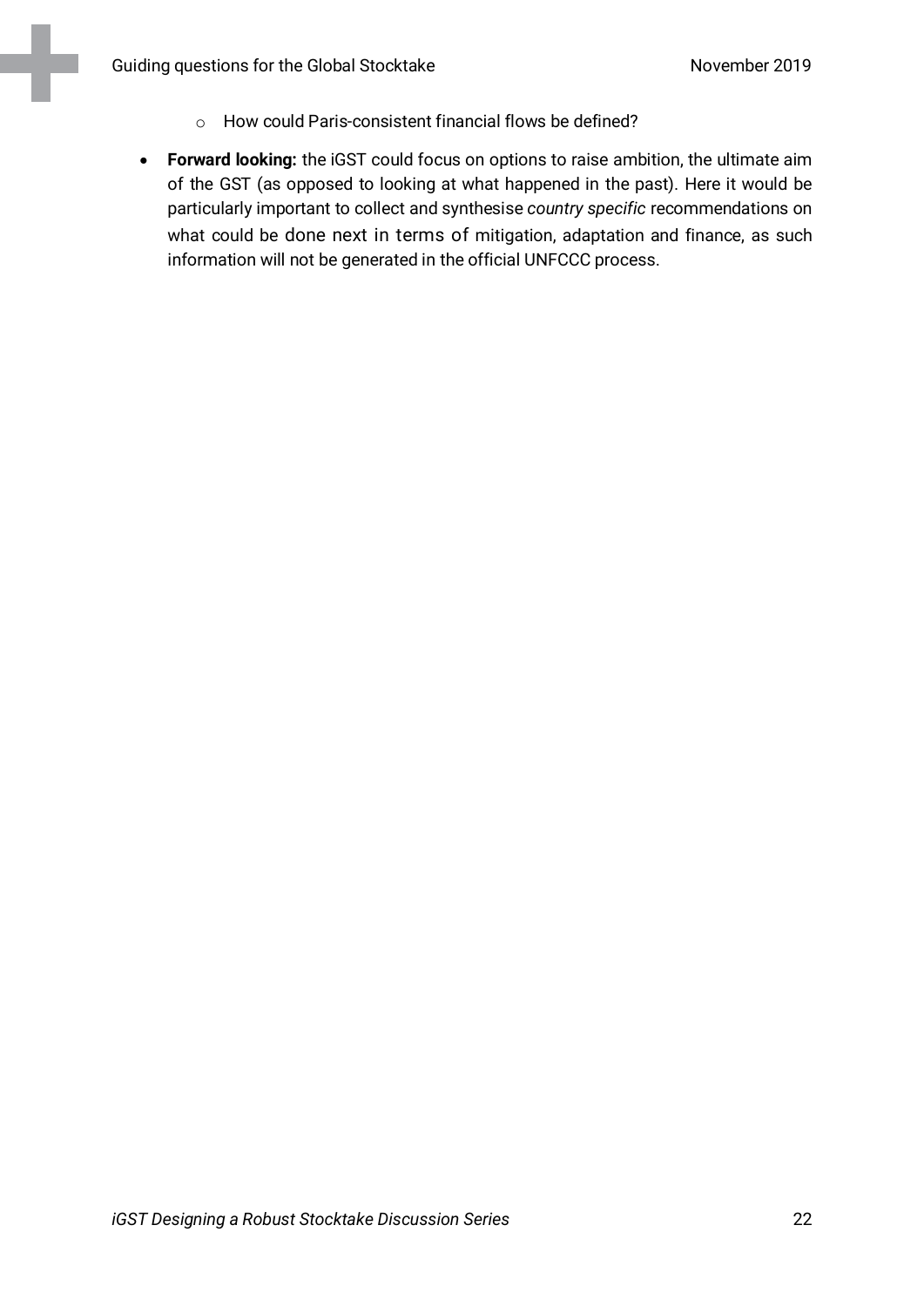- How could Paris-consistent financial flows be defined?

- **Forward looking:** the iGST could focus on options to raise ambition, the ultimate aim of the GST (as opposed to looking at what happened in the past). Here it would be particularly important to collect and synthesise *country specific* recommendations on what could be done next in terms of mitigation, adaptation and finance, as such information will not be generated in the official UNFCCC process.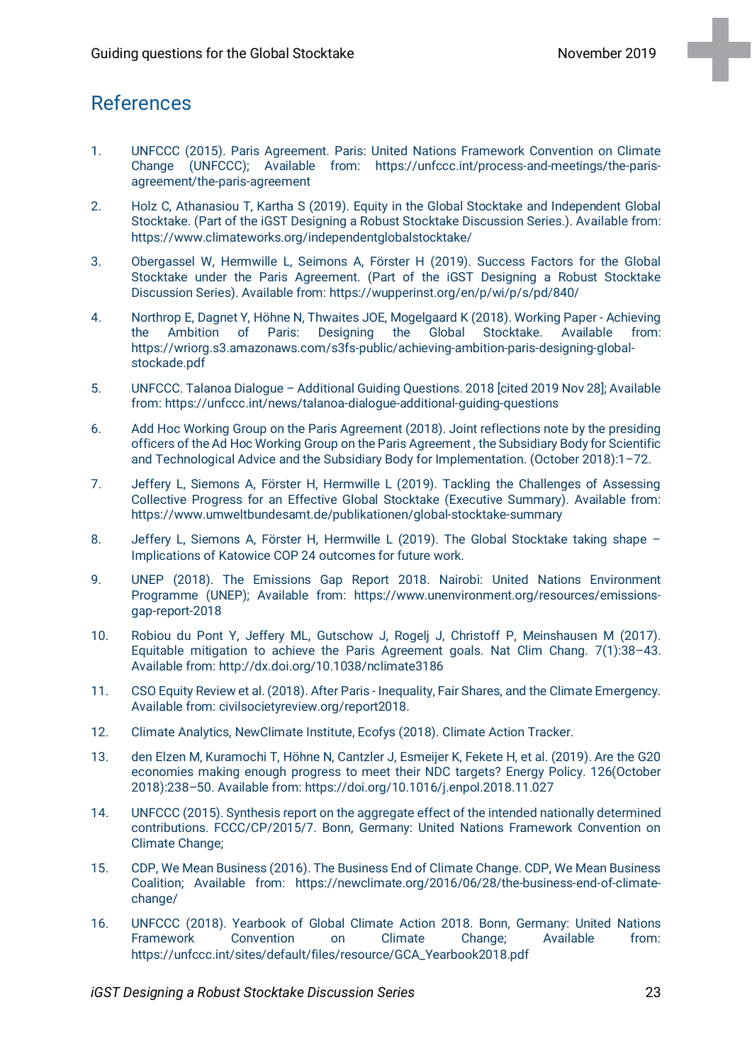## References

1. UNFCCC (2015). Paris Agreement. Paris: United Nations Framework Convention on Climate Change (UNFCCC); Available from: https://unfccc.int/process-and-meetings/the-paris-agreement/the-paris-agreement
2. Holz C, Athanasiou T, Kartha S (2019). Equity in the Global Stocktake and Independent Global Stocktake. (Part of the iGST Designing a Robust Stocktake Discussion Series.). Available from: https://www.climateworks.org/independentglobalstocktake/
3. Obergassel W, Hermwille L, Seimons A, Förster H (2019). Success Factors for the Global Stocktake under the Paris Agreement. (Part of the iGST Designing a Robust Stocktake Discussion Series). Available from: https://wupperinst.org/en/p/wi/p/s/pd/840/
4. Northrop E, Dagnet Y, Höhne N, Thwaites JOE, Mogelgaard K (2018). Working Paper - Achieving the Ambition of Paris: Designing the Global Stocktake. Available from: https://wriorg.s3.amazonaws.com/s3fs-public/achieving-ambition-paris-designing-global-stockade.pdf
5. UNFCCC. Talanoa Dialogue – Additional Guiding Questions. 2018 [cited 2019 Nov 28]; Available from: https://unfccc.int/news/talanoa-dialogue-additional-guiding-questions
6. Add Hoc Working Group on the Paris Agreement (2018). Joint reflections note by the presiding officers of the Ad Hoc Working Group on the Paris Agreement , the Subsidiary Body for Scientific and Technological Advice and the Subsidiary Body for Implementation. (October 2018):1–72.
7. Jeffery L, Siemons A, Förster H, Hermwille L (2019). Tackling the Challenges of Assessing Collective Progress for an Effective Global Stocktake (Executive Summary). Available from: https://www.umweltbundesamt.de/publikationen/global-stocktake-summary
8. Jeffery L, Siemons A, Förster H, Hermwille L (2019). The Global Stocktake taking shape – Implications of Katowice COP 24 outcomes for future work.
9. UNEP (2018). The Emissions Gap Report 2018. Nairobi: United Nations Environment Programme (UNEP); Available from: https://www.unenvironment.org/resources/emissions-gap-report-2018
10. Robiou du Pont Y, Jeffery ML, Gutschow J, Rogelj J, Christoff P, Meinshausen M (2017). Equitable mitigation to achieve the Paris Agreement goals. Nat Clim Chang. 7(1):38–43. Available from: http://dx.doi.org/10.1038/nclimate3186
11. CSO Equity Review et al. (2018). After Paris - Inequality, Fair Shares, and the Climate Emergency. Available from: civilsocietyreview.org/report2018.
12. Climate Analytics, NewClimate Institute, Ecofys (2018). Climate Action Tracker.
13. den Elzen M, Kuramochi T, Höhne N, Cantzler J, Esmeijer K, Fekete H, et al. (2019). Are the G20 economies making enough progress to meet their NDC targets? Energy Policy. 126(October 2018):238–50. Available from: https://doi.org/10.1016/j.enpol.2018.11.027
14. UNFCCC (2015). Synthesis report on the aggregate effect of the intended nationally determined contributions. FCCC/CP/2015/7. Bonn, Germany: United Nations Framework Convention on Climate Change;
15. CDP, We Mean Business (2016). The Business End of Climate Change. CDP, We Mean Business Coalition; Available from: https://newclimate.org/2016/06/28/the-business-end-of-climate-change/
16. UNFCCC (2018). Yearbook of Global Climate Action 2018. Bonn, Germany: United Nations Framework Convention on Climate Change; Available from: https://unfccc.int/sites/default/files/resource/GCA_Yearbook2018.pdf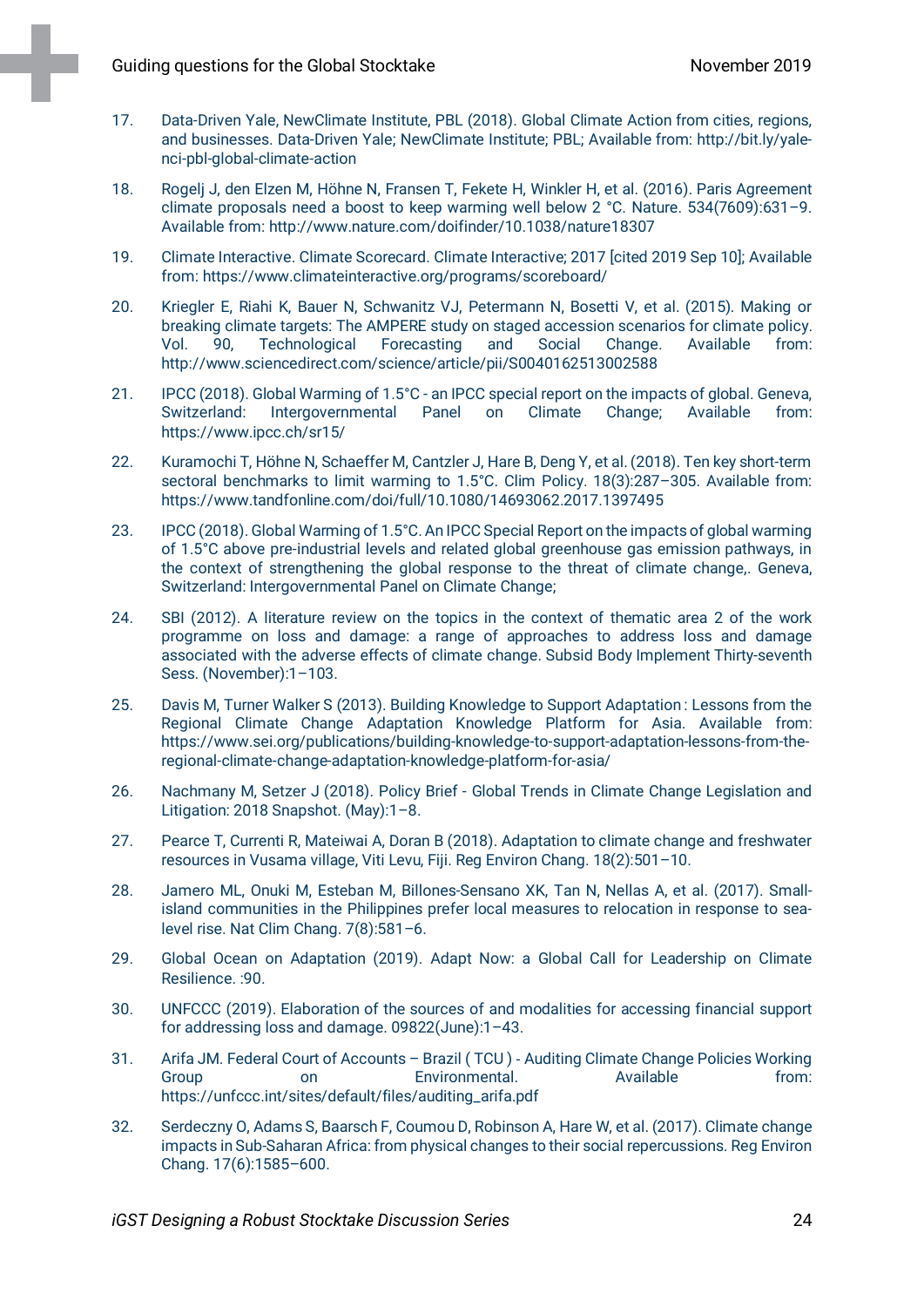17. Data-Driven Yale, NewClimate Institute, PBL (2018). Global Climate Action from cities, regions, and businesses. Data-Driven Yale; NewClimate Institute; PBL; Available from: http://bit.ly/yale-nci-pbl-global-climate-action

18. Rogelj J, den Elzen M, Höhne N, Fransen T, Fekete H, Winkler H, et al. (2016). Paris Agreement climate proposals need a boost to keep warming well below 2 °C. Nature. 534(7609):631–9. Available from: http://www.nature.com/doifinder/10.1038/nature18307

19. Climate Interactive. Climate Scorecard. Climate Interactive; 2017 [cited 2019 Sep 10]; Available from: https://www.climateinteractive.org/programs/scoreboard/

20. Kriegler E, Riahi K, Bauer N, Schwanitz VJ, Petermann N, Bosetti V, et al. (2015). Making or breaking climate targets: The AMPERE study on staged accession scenarios for climate policy. Vol. 90, Technological Forecasting and Social Change. Available from: http://www.sciencedirect.com/science/article/pii/S0040162513002588

21. IPCC (2018). Global Warming of 1.5°C - an IPCC special report on the impacts of global. Geneva, Switzerland: Intergovernmental Panel on Climate Change; Available from: https://www.ipcc.ch/sr15/

22. Kuramochi T, Höhne N, Schaeffer M, Cantzler J, Hare B, Deng Y, et al. (2018). Ten key short-term sectoral benchmarks to limit warming to 1.5°C. Clim Policy. 18(3):287–305. Available from: https://www.tandfonline.com/doi/full/10.1080/14693062.2017.1397495

23. IPCC (2018). Global Warming of 1.5°C. An IPCC Special Report on the impacts of global warming of 1.5°C above pre-industrial levels and related global greenhouse gas emission pathways, in the context of strengthening the global response to the threat of climate change,. Geneva, Switzerland: Intergovernmental Panel on Climate Change;

24. SBI (2012). A literature review on the topics in the context of thematic area 2 of the work programme on loss and damage: a range of approaches to address loss and damage associated with the adverse effects of climate change. Subsid Body Implement Thirty-seventh Sess. (November):1–103.

25. Davis M, Turner Walker S (2013). Building Knowledge to Support Adaptation : Lessons from the Regional Climate Change Adaptation Knowledge Platform for Asia. Available from: https://www.sei.org/publications/building-knowledge-to-support-adaptation-lessons-from-the-regional-climate-change-adaptation-knowledge-platform-for-asia/

26. Nachmany M, Setzer J (2018). Policy Brief - Global Trends in Climate Change Legislation and Litigation: 2018 Snapshot. (May):1–8.

27. Pearce T, Currenti R, Mateiwai A, Doran B (2018). Adaptation to climate change and freshwater resources in Vusama village, Viti Levu, Fiji. Reg Environ Chang. 18(2):501–10.

28. Jamero ML, Onuki M, Esteban M, Billones-Sensano XK, Tan N, Nellas A, et al. (2017). Small-island communities in the Philippines prefer local measures to relocation in response to sea-level rise. Nat Clim Chang. 7(8):581–6.

29. Global Ocean on Adaptation (2019). Adapt Now: a Global Call for Leadership on Climate Resilience. :90.

30. UNFCCC (2019). Elaboration of the sources of and modalities for accessing financial support for addressing loss and damage. 09822(June):1–43.

31. Arifa JM. Federal Court of Accounts – Brazil ( TCU ) - Auditing Climate Change Policies Working Group on Environmental. Available from: https://unfccc.int/sites/default/files/auditing_arifa.pdf

32. Serdeczny O, Adams S, Baarsch F, Coumou D, Robinson A, Hare W, et al. (2017). Climate change impacts in Sub-Saharan Africa: from physical changes to their social repercussions. Reg Environ Chang. 17(6):1585–600.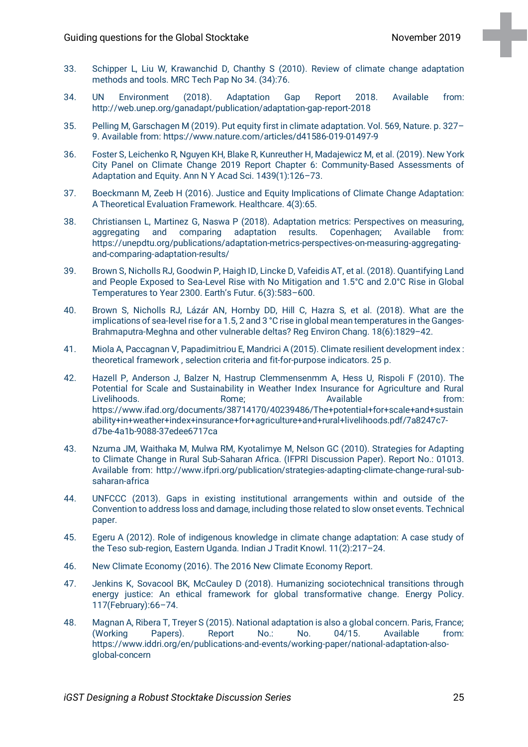33. Schipper L, Liu W, Krawanchid D, Chanthy S (2010). Review of climate change adaptation methods and tools. MRC Tech Pap No 34. (34):76.

34. UN Environment (2018). Adaptation Gap Report 2018. Available from: http://web.unep.org/ganadapt/publication/adaptation-gap-report-2018

35. Pelling M, Garschagen M (2019). Put equity first in climate adaptation. Vol. 569, Nature. p. 327–9. Available from: https://www.nature.com/articles/d41586-019-01497-9

36. Foster S, Leichenko R, Nguyen KH, Blake R, Kunreuther H, Madajewicz M, et al. (2019). New York City Panel on Climate Change 2019 Report Chapter 6: Community-Based Assessments of Adaptation and Equity. Ann N Y Acad Sci. 1439(1):126–73.

37. Boeckmann M, Zeeb H (2016). Justice and Equity Implications of Climate Change Adaptation: A Theoretical Evaluation Framework. Healthcare. 4(3):65.

38. Christiansen L, Martinez G, Naswa P (2018). Adaptation metrics: Perspectives on measuring, aggregating and comparing adaptation results. Copenhagen; Available from: https://unepdtu.org/publications/adaptation-metrics-perspectives-on-measuring-aggregating-and-comparing-adaptation-results/

39. Brown S, Nicholls RJ, Goodwin P, Haigh ID, Lincke D, Vafeidis AT, et al. (2018). Quantifying Land and People Exposed to Sea-Level Rise with No Mitigation and 1.5°C and 2.0°C Rise in Global Temperatures to Year 2300. Earth's Futur. 6(3):583–600.

40. Brown S, Nicholls RJ, Lázár AN, Hornby DD, Hill C, Hazra S, et al. (2018). What are the implications of sea-level rise for a 1.5, 2 and 3 °C rise in global mean temperatures in the Ganges-Brahmaputra-Meghna and other vulnerable deltas? Reg Environ Chang. 18(6):1829–42.

41. Miola A, Paccagnan V, Papadimitriou E, Mandrici A (2015). Climate resilient development index : theoretical framework , selection criteria and fit-for-purpose indicators. 25 p.

42. Hazell P, Anderson J, Balzer N, Hastrup Clemmensenmm A, Hess U, Rispoli F (2010). The Potential for Scale and Sustainability in Weather Index Insurance for Agriculture and Rural Livelihoods. Rome; Available from: https://www.ifad.org/documents/38714170/40239486/The+potential+for+scale+and+sustainability+in+weather+index+insurance+for+agriculture+and+rural+livelihoods.pdf/7a8247c7-d7be-4a1b-9088-37edee6717ca

43. Nzuma JM, Waithaka M, Mulwa RM, Kyotalimye M, Nelson GC (2010). Strategies for Adapting to Climate Change in Rural Sub-Saharan Africa. (IFPRI Discussion Paper). Report No.: 01013. Available from: http://www.ifpri.org/publication/strategies-adapting-climate-change-rural-sub-saharan-africa

44. UNFCCC (2013). Gaps in existing institutional arrangements within and outside of the Convention to address loss and damage, including those related to slow onset events. Technical paper.

45. Egeru A (2012). Role of indigenous knowledge in climate change adaptation: A case study of the Teso sub-region, Eastern Uganda. Indian J Tradit Knowl. 11(2):217–24.

46. New Climate Economy (2016). The 2016 New Climate Economy Report.

47. Jenkins K, Sovacool BK, McCauley D (2018). Humanizing sociotechnical transitions through energy justice: An ethical framework for global transformative change. Energy Policy. 117(February):66–74.

48. Magnan A, Ribera T, Treyer S (2015). National adaptation is also a global concern. Paris, France; (Working Papers). Report No.: No. 04/15. Available from: https://www.iddri.org/en/publications-and-events/working-paper/national-adaptation-also-global-concern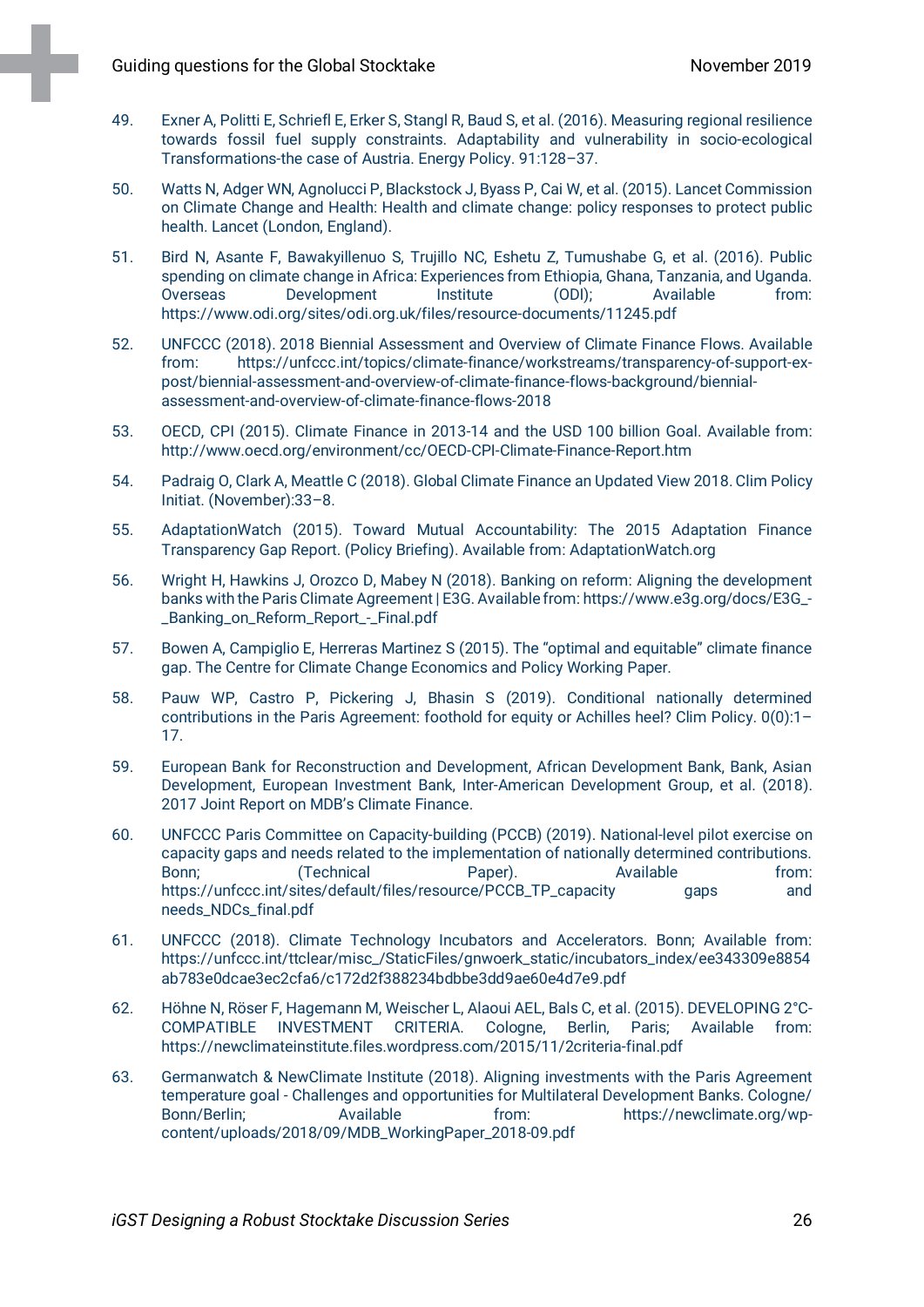49. Exner A, Politti E, Schriefl E, Erker S, Stangl R, Baud S, et al. (2016). Measuring regional resilience towards fossil fuel supply constraints. Adaptability and vulnerability in socio-ecological Transformations-the case of Austria. Energy Policy. 91:128–37.

50. Watts N, Adger WN, Agnolucci P, Blackstock J, Byass P, Cai W, et al. (2015). Lancet Commission on Climate Change and Health: Health and climate change: policy responses to protect public health. Lancet (London, England).

51. Bird N, Asante F, Bawakyillenuo S, Trujillo NC, Eshetu Z, Tumushabe G, et al. (2016). Public spending on climate change in Africa: Experiences from Ethiopia, Ghana, Tanzania, and Uganda. Overseas Development Institute (ODI); Available from: https://www.odi.org/sites/odi.org.uk/files/resource-documents/11245.pdf

52. UNFCCC (2018). 2018 Biennial Assessment and Overview of Climate Finance Flows. Available from: https://unfccc.int/topics/climate-finance/workstreams/transparency-of-support-ex-post/biennial-assessment-and-overview-of-climate-finance-flows-background/biennial-assessment-and-overview-of-climate-finance-flows-2018

53. OECD, CPI (2015). Climate Finance in 2013-14 and the USD 100 billion Goal. Available from: http://www.oecd.org/environment/cc/OECD-CPI-Climate-Finance-Report.htm

54. Padraig O, Clark A, Meattle C (2018). Global Climate Finance an Updated View 2018. Clim Policy Initiat. (November):33–8.

55. AdaptationWatch (2015). Toward Mutual Accountability: The 2015 Adaptation Finance Transparency Gap Report. (Policy Briefing). Available from: AdaptationWatch.org

56. Wright H, Hawkins J, Orozco D, Mabey N (2018). Banking on reform: Aligning the development banks with the Paris Climate Agreement | E3G. Available from: https://www.e3g.org/docs/E3G_-_Banking_on_Reform_Report_-_Final.pdf

57. Bowen A, Campiglio E, Herreras Martinez S (2015). The "optimal and equitable" climate finance gap. The Centre for Climate Change Economics and Policy Working Paper.

58. Pauw WP, Castro P, Pickering J, Bhasin S (2019). Conditional nationally determined contributions in the Paris Agreement: foothold for equity or Achilles heel? Clim Policy. 0(0):1–17.

59. European Bank for Reconstruction and Development, African Development Bank, Bank, Asian Development, European Investment Bank, Inter-American Development Group, et al. (2018). 2017 Joint Report on MDB's Climate Finance.

60. UNFCCC Paris Committee on Capacity-building (PCCB) (2019). National-level pilot exercise on capacity gaps and needs related to the implementation of nationally determined contributions. Bonn; (Technical Paper). Available from: https://unfccc.int/sites/default/files/resource/PCCB_TP_capacity gaps and needs_NDCs_final.pdf

61. UNFCCC (2018). Climate Technology Incubators and Accelerators. Bonn; Available from: https://unfccc.int/ttclear/misc_/StaticFiles/gnwoerk_static/incubators_index/ee343309e8854ab783e0dcae3ec2cfa6/c172d2f388234bdbbe3dd9ae60e4d7e9.pdf

62. Höhne N, Röser F, Hagemann M, Weischer L, Alaoui AEL, Bals C, et al. (2015). DEVELOPING 2°C-COMPATIBLE INVESTMENT CRITERIA. Cologne, Berlin, Paris; Available from: https://newclimateinstitute.files.wordpress.com/2015/11/2criteria-final.pdf

63. Germanwatch & NewClimate Institute (2018). Aligning investments with the Paris Agreement temperature goal - Challenges and opportunities for Multilateral Development Banks. Cologne/Bonn/Berlin; Available from: https://newclimate.org/wp-content/uploads/2018/09/MDB_WorkingPaper_2018-09.pdf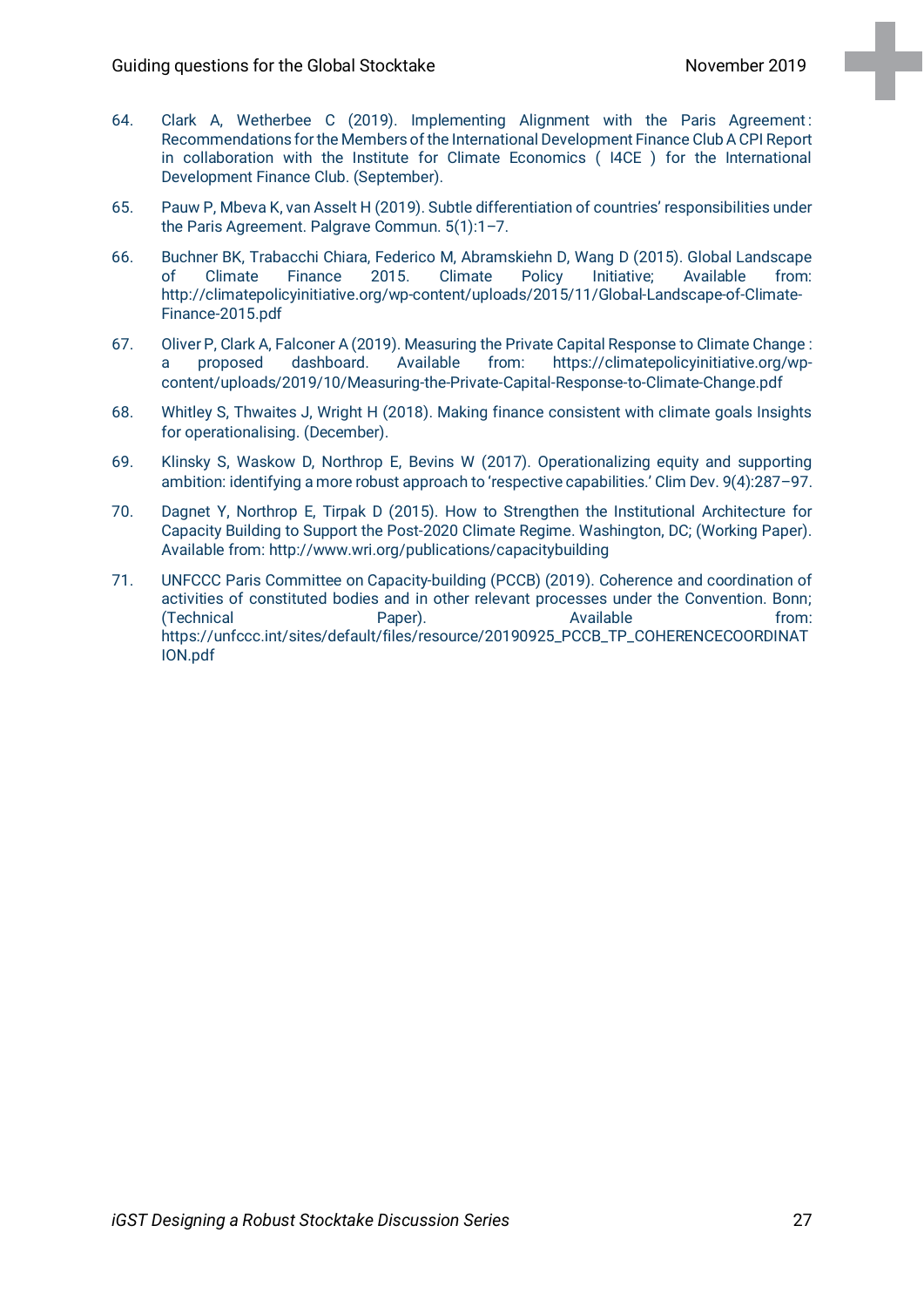64. Clark A, Wetherbee C (2019). Implementing Alignment with the Paris Agreement: Recommendations for the Members of the International Development Finance Club A CPI Report in collaboration with the Institute for Climate Economics ( I4CE ) for the International Development Finance Club. (September).

65. Pauw P, Mbeva K, van Asselt H (2019). Subtle differentiation of countries' responsibilities under the Paris Agreement. Palgrave Commun. 5(1):1–7.

66. Buchner BK, Trabacchi Chiara, Federico M, Abramskiehn D, Wang D (2015). Global Landscape of Climate Finance 2015. Climate Policy Initiative; Available from: http://climatepolicyinitiative.org/wp-content/uploads/2015/11/Global-Landscape-of-Climate-Finance-2015.pdf

67. Oliver P, Clark A, Falconer A (2019). Measuring the Private Capital Response to Climate Change : a proposed dashboard. Available from: https://climatepolicyinitiative.org/wp-content/uploads/2019/10/Measuring-the-Private-Capital-Response-to-Climate-Change.pdf

68. Whitley S, Thwaites J, Wright H (2018). Making finance consistent with climate goals Insights for operationalising. (December).

69. Klinsky S, Waskow D, Northrop E, Bevins W (2017). Operationalizing equity and supporting ambition: identifying a more robust approach to 'respective capabilities.' Clim Dev. 9(4):287–97.

70. Dagnet Y, Northrop E, Tirpak D (2015). How to Strengthen the Institutional Architecture for Capacity Building to Support the Post-2020 Climate Regime. Washington, DC; (Working Paper). Available from: http://www.wri.org/publications/capacitybuilding

71. UNFCCC Paris Committee on Capacity-building (PCCB) (2019). Coherence and coordination of activities of constituted bodies and in other relevant processes under the Convention. Bonn; (Technical Paper). Available from: https://unfccc.int/sites/default/files/resource/20190925_PCCB_TP_COHERENCECOORDINATION.pdf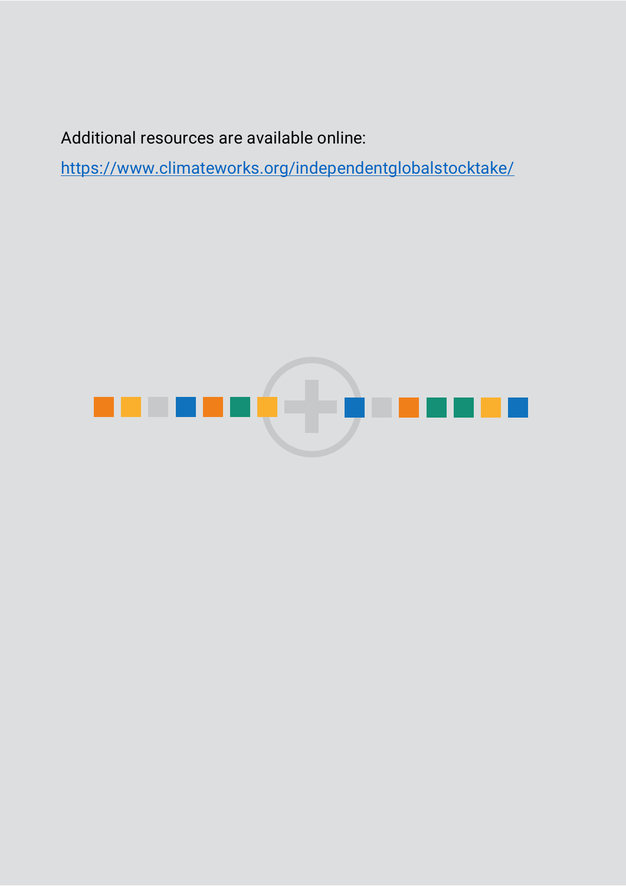Additional resources are available online:

https://www.climateworks.org/independentglobalstocktake/